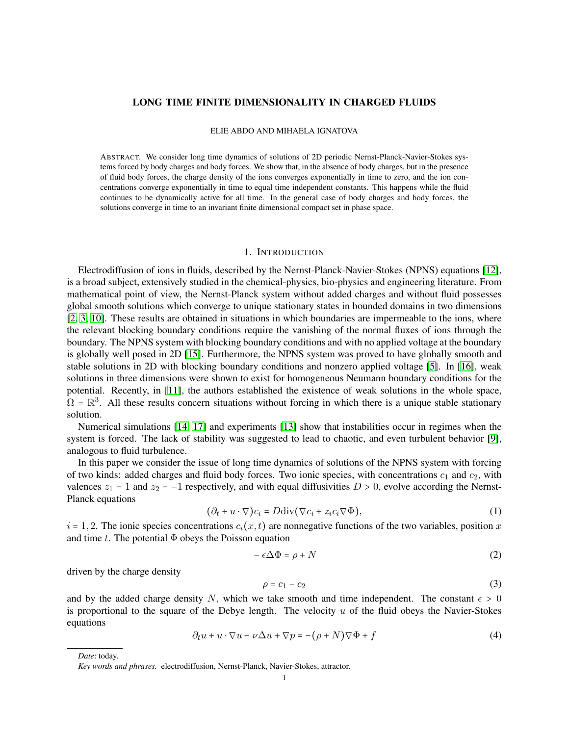# LONG TIME FINITE DIMENSIONALITY IN CHARGED FLUIDS

ELIE ABDO AND MIHAELA IGNATOVA

ABSTRACT. We consider long time dynamics of solutions of 2D periodic Nernst-Planck-Navier-Stokes systems forced by body charges and body forces. We show that, in the absence of body charges, but in the presence of fluid body forces, the charge density of the ions converges exponentially in time to zero, and the ion concentrations converge exponentially in time to equal time independent constants. This happens while the fluid continues to be dynamically active for all time. In the general case of body charges and body forces, the solutions converge in time to an invariant finite dimensional compact set in phase space.

## 1. INTRODUCTION

Electrodiffusion of ions in fluids, described by the Nernst-Planck-Navier-Stokes (NPNS) equations [12], is a broad subject, extensively studied in the chemical-physics, bio-physics and engineering literature. From mathematical point of view, the Nernst-Planck system without added charges and without fluid possesses global smooth solutions which converge to unique stationary states in bounded domains in two dimensions [2, 3, 10]. These results are obtained in situations in which boundaries are impermeable to the ions, where the relevant blocking boundary conditions require the vanishing of the normal fluxes of ions through the boundary. The NPNS system with blocking boundary conditions and with no applied voltage at the boundary is globally well posed in 2D [15]. Furthermore, the NPNS system was proved to have globally smooth and stable solutions in 2D with blocking boundary conditions and nonzero applied voltage [5]. In [16], weak solutions in three dimensions were shown to exist for homogeneous Neumann boundary conditions for the potential. Recently, in [11], the authors established the existence of weak solutions in the whole space, $\Omega = \mathbb{R}^3$. All these results concern situations without forcing in which there is a unique stable stationary solution.

Numerical simulations [14, 17] and experiments [13] show that instabilities occur in regimes when the system is forced. The lack of stability was suggested to lead to chaotic, and even turbulent behavior [9], analogous to fluid turbulence.

In this paper we consider the issue of long time dynamics of solutions of the NPNS system with forcing of two kinds: added charges and fluid body forces. Two ionic species, with concentrations $c_1$ and $c_2$, with valences $z_1 = 1$ and $z_2 = -1$ respectively, and with equal diffusivities $D > 0$, evolve according the Nernst-Planck equations

$$(\partial_t + u\cdot\nabla)c_i = D\mathrm{div}(\nabla c_i + z_i c_i \nabla\Phi), \tag{1}$$

$i = 1, 2$. The ionic species concentrations $c_i(x,t)$ are nonnegative functions of the two variables, position $x$ and time $t$. The potential $\Phi$ obeys the Poisson equation

$$-\epsilon\Delta\Phi = \rho + N \tag{2}$$

driven by the charge density

$$\rho = c_1 - c_2 \tag{3}$$

and by the added charge density $N$, which we take smooth and time independent. The constant $\epsilon > 0$ is proportional to the square of the Debye length. The velocity $u$ of the fluid obeys the Navier-Stokes equations

$$\partial_t u + u\cdot\nabla u - \nu\Delta u + \nabla p = -(\rho + N)\nabla\Phi + f \tag{4}$$

---

*Date*: today.

*Key words and phrases.* electrodiffusion, Nernst-Planck, Navier-Stokes, attractor.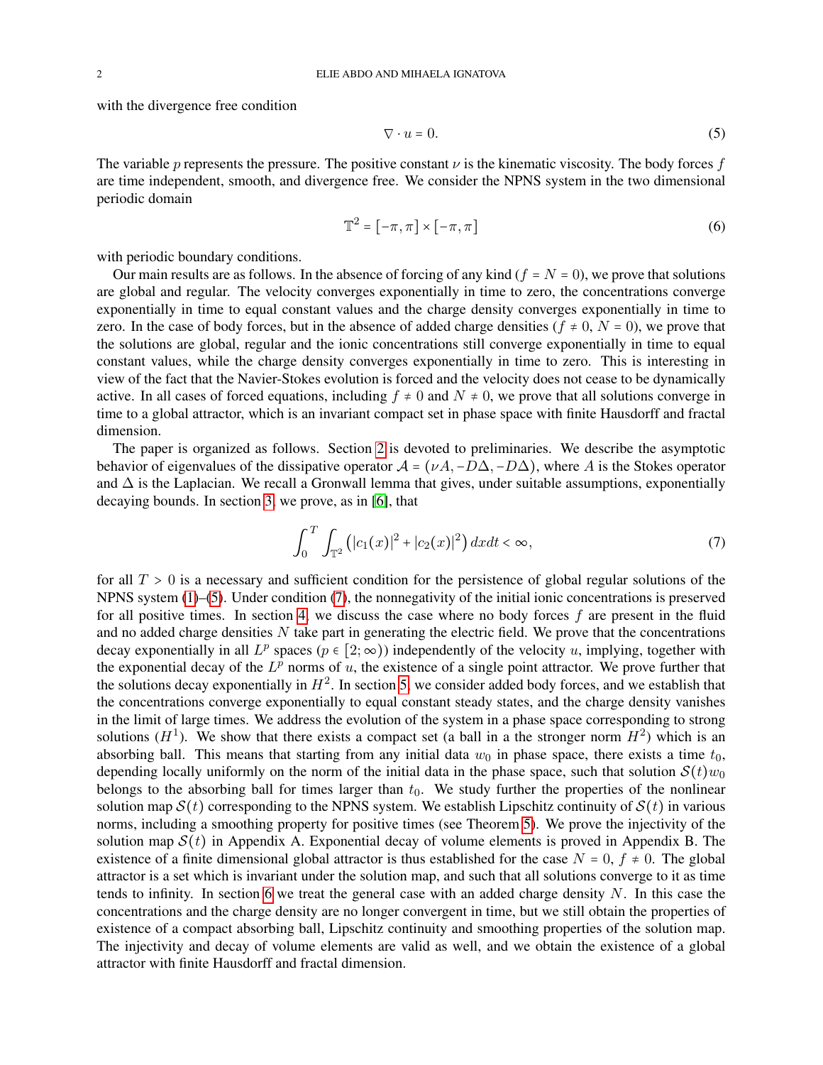with the divergence free condition

$$\nabla \cdot u = 0. \tag{5}$$

The variable $p$ represents the pressure. The positive constant $\nu$ is the kinematic viscosity. The body forces $f$ are time independent, smooth, and divergence free. We consider the NPNS system in the two dimensional periodic domain

$$\mathbb{T}^2 = [-\pi, \pi] \times [-\pi, \pi] \tag{6}$$

with periodic boundary conditions.

Our main results are as follows. In the absence of forcing of any kind ($f = N = 0$), we prove that solutions are global and regular. The velocity converges exponentially in time to zero, the concentrations converge exponentially in time to equal constant values and the charge density converges exponentially in time to zero. In the case of body forces, but in the absence of added charge densities ($f \neq 0$, $N = 0$), we prove that the solutions are global, regular and the ionic concentrations still converge exponentially in time to equal constant values, while the charge density converges exponentially in time to zero. This is interesting in view of the fact that the Navier-Stokes evolution is forced and the velocity does not cease to be dynamically active. In all cases of forced equations, including $f \neq 0$ and $N \neq 0$, we prove that all solutions converge in time to a global attractor, which is an invariant compact set in phase space with finite Hausdorff and fractal dimension.

The paper is organized as follows. Section 2 is devoted to preliminaries. We describe the asymptotic behavior of eigenvalues of the dissipative operator $\mathcal{A} = (\nu A, -D\Delta, -D\Delta)$, where $A$ is the Stokes operator and $\Delta$ is the Laplacian. We recall a Gronwall lemma that gives, under suitable assumptions, exponentially decaying bounds. In section 3, we prove, as in [6], that

$$\int_0^T \int_{\mathbb{T}^2} \left( |c_1(x)|^2 + |c_2(x)|^2 \right) dx dt < \infty, \tag{7}$$

for all $T > 0$ is a necessary and sufficient condition for the persistence of global regular solutions of the NPNS system (1)–(5). Under condition (7), the nonnegativity of the initial ionic concentrations is preserved for all positive times. In section 4, we discuss the case where no body forces $f$ are present in the fluid and no added charge densities $N$ take part in generating the electric field. We prove that the concentrations decay exponentially in all $L^p$ spaces ($p \in [2; \infty)$) independently of the velocity $u$, implying, together with the exponential decay of the $L^p$ norms of $u$, the existence of a single point attractor. We prove further that the solutions decay exponentially in $H^2$. In section 5, we consider added body forces, and we establish that the concentrations converge exponentially to equal constant steady states, and the charge density vanishes in the limit of large times. We address the evolution of the system in a phase space corresponding to strong solutions ($H^1$). We show that there exists a compact set (a ball in a the stronger norm $H^2$) which is an absorbing ball. This means that starting from any initial data $w_0$ in phase space, there exists a time $t_0$, depending locally uniformly on the norm of the initial data in the phase space, such that solution $\mathcal{S}(t)w_0$ belongs to the absorbing ball for times larger than $t_0$. We study further the properties of the nonlinear solution map $\mathcal{S}(t)$ corresponding to the NPNS system. We establish Lipschitz continuity of $\mathcal{S}(t)$ in various norms, including a smoothing property for positive times (see Theorem 5). We prove the injectivity of the solution map $\mathcal{S}(t)$ in Appendix A. Exponential decay of volume elements is proved in Appendix B. The existence of a finite dimensional global attractor is thus established for the case $N = 0$, $f \neq 0$. The global attractor is a set which is invariant under the solution map, and such that all solutions converge to it as time tends to infinity. In section 6 we treat the general case with an added charge density $N$. In this case the concentrations and the charge density are no longer convergent in time, but we still obtain the properties of existence of a compact absorbing ball, Lipschitz continuity and smoothing properties of the solution map. The injectivity and decay of volume elements are valid as well, and we obtain the existence of a global attractor with finite Hausdorff and fractal dimension.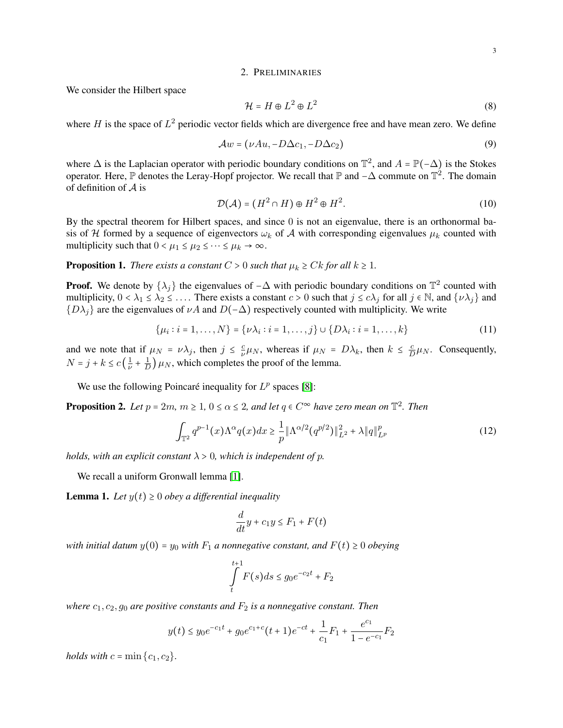## 2. Preliminaries

We consider the Hilbert space

$$\mathcal{H} = H \oplus L^2 \oplus L^2 \tag{8}$$

where $H$ is the space of $L^2$ periodic vector fields which are divergence free and have mean zero. We define

$$\mathcal{A}w = (\nu A u, -D\Delta c_1, -D\Delta c_2) \tag{9}$$

where $\Delta$ is the Laplacian operator with periodic boundary conditions on $\mathbb{T}^2$, and $A = \mathbb{P}(-\Delta)$ is the Stokes operator. Here, $\mathbb{P}$ denotes the Leray-Hopf projector. We recall that $\mathbb{P}$ and $-\Delta$ commute on $\mathbb{T}^2$. The domain of definition of $\mathcal{A}$ is

$$\mathcal{D}(\mathcal{A}) = (H^2 \cap H) \oplus H^2 \oplus H^2. \tag{10}$$

By the spectral theorem for Hilbert spaces, and since 0 is not an eigenvalue, there is an orthonormal basis of $\mathcal{H}$ formed by a sequence of eigenvectors $\omega_k$ of $\mathcal{A}$ with corresponding eigenvalues $\mu_k$ counted with multiplicity such that $0 < \mu_1 \le \mu_2 \le \cdots \le \mu_k \to \infty$.

**Proposition 1.** *There exists a constant $C > 0$ such that $\mu_k \ge Ck$ for all $k \ge 1$.*

**Proof.** We denote by $\{\lambda_j\}$ the eigenvalues of $-\Delta$ with periodic boundary conditions on $\mathbb{T}^2$ counted with multiplicity, $0 < \lambda_1 \le \lambda_2 \le \dots$. There exists a constant $c > 0$ such that $j \le c\lambda_j$ for all $j \in \mathbb{N}$, and $\{\nu\lambda_j\}$ and $\{D\lambda_j\}$ are the eigenvalues of $\nu A$ and $D(-\Delta)$ respectively counted with multiplicity. We write

$$\{\mu_i : i = 1, \dots, N\} = \{\nu\lambda_i : i = 1, \dots, j\} \cup \{D\lambda_i : i = 1, \dots, k\} \tag{11}$$

and we note that if $\mu_N = \nu\lambda_j$, then $j \le \frac{c}{\nu}\mu_N$, whereas if $\mu_N = D\lambda_k$, then $k \le \frac{c}{D}\mu_N$. Consequently, $N = j + k \le c\left(\frac{1}{\nu} + \frac{1}{D}\right)\mu_N$, which completes the proof of the lemma.

We use the following Poincaré inequality for $L^p$ spaces [8]:

**Proposition 2.** *Let $p = 2m$, $m \ge 1$, $0 \le \alpha \le 2$, and let $q \in C^\infty$ have zero mean on $\mathbb{T}^2$. Then*

$$\int_{\mathbb{T}^2} q^{p-1}(x)\Lambda^\alpha q(x)dx \ge \frac{1}{p}\|\Lambda^{\alpha/2}(q^{p/2})\|_{L^2}^2 + \lambda\|q\|_{L^p}^p \tag{12}$$

*holds, with an explicit constant $\lambda > 0$, which is independent of $p$.*

We recall a uniform Gronwall lemma [1].

**Lemma 1.** *Let $y(t) \ge 0$ obey a differential inequality*

$$\frac{d}{dt}y + c_1 y \le F_1 + F(t)$$

*with initial datum $y(0) = y_0$ with $F_1$ a nonnegative constant, and $F(t) \ge 0$ obeying*

$$\int_t^{t+1} F(s)ds \le g_0 e^{-c_2 t} + F_2$$

*where $c_1, c_2, g_0$ are positive constants and $F_2$ is a nonnegative constant. Then*

$$y(t) \le y_0 e^{-c_1 t} + g_0 e^{c_1 + c}(t+1)e^{-ct} + \frac{1}{c_1}F_1 + \frac{e^{c_1}}{1 - e^{-c_1}}F_2$$

*holds with $c = \min\{c_1, c_2\}$.*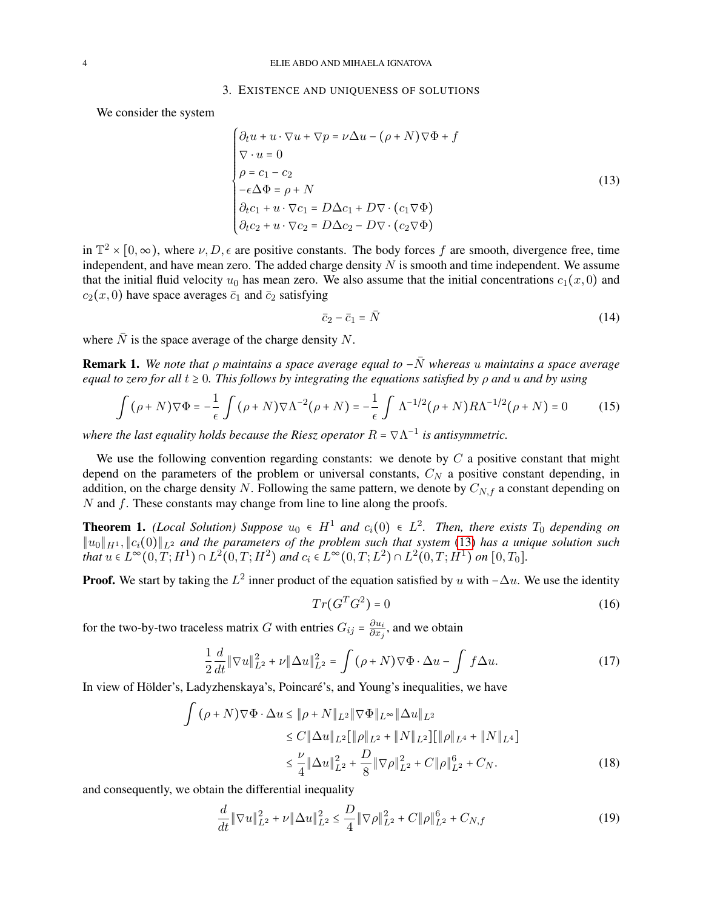## 3. Existence and uniqueness of solutions

We consider the system

$$
\begin{cases}
\partial_t u + u \cdot \nabla u + \nabla p = \nu \Delta u - (\rho + N)\nabla \Phi + f \\
\nabla \cdot u = 0 \\
\rho = c_1 - c_2 \\
-\epsilon \Delta \Phi = \rho + N \\
\partial_t c_1 + u \cdot \nabla c_1 = D\Delta c_1 + D\nabla \cdot (c_1 \nabla \Phi) \\
\partial_t c_2 + u \cdot \nabla c_2 = D\Delta c_2 - D\nabla \cdot (c_2 \nabla \Phi)
\end{cases}
\tag{13}
$$

in $\mathbb{T}^2 \times [0, \infty)$, where $\nu, D, \epsilon$ are positive constants. The body forces $f$ are smooth, divergence free, time independent, and have mean zero. The added charge density $N$ is smooth and time independent. We assume that the initial fluid velocity $u_0$ has mean zero. We also assume that the initial concentrations $c_1(x,0)$ and $c_2(x,0)$ have space averages $\bar{c}_1$ and $\bar{c}_2$ satisfying

$$
\bar{c}_2 - \bar{c}_1 = \bar{N} \tag{14}
$$

where $\bar{N}$ is the space average of the charge density $N$.

**Remark 1.** *We note that $\rho$ maintains a space average equal to $-\bar{N}$ whereas $u$ maintains a space average equal to zero for all $t \geq 0$. This follows by integrating the equations satisfied by $\rho$ and $u$ and by using*

$$
\int (\rho + N)\nabla \Phi = -\frac{1}{\epsilon}\int (\rho + N)\nabla \Lambda^{-2}(\rho + N) = -\frac{1}{\epsilon}\int \Lambda^{-1/2}(\rho + N) R \Lambda^{-1/2}(\rho + N) = 0 \tag{15}
$$

*where the last equality holds because the Riesz operator $R = \nabla \Lambda^{-1}$ is antisymmetric.*

We use the following convention regarding constants: we denote by $C$ a positive constant that might depend on the parameters of the problem or universal constants, $C_N$ a positive constant depending, in addition, on the charge density $N$. Following the same pattern, we denote by $C_{N,f}$ a constant depending on $N$ and $f$. These constants may change from line to line along the proofs.

**Theorem 1.** *(Local Solution) Suppose $u_0 \in H^1$ and $c_i(0) \in L^2$. Then, there exists $T_0$ depending on $\|u_0\|_{H^1}, \|c_i(0)\|_{L^2}$ and the parameters of the problem such that system (13) has a unique solution such that $u \in L^\infty(0,T;H^1) \cap L^2(0,T;H^2)$ and $c_i \in L^\infty(0,T;L^2) \cap L^2(0,T;H^1)$ on $[0, T_0]$.*

**Proof.** We start by taking the $L^2$ inner product of the equation satisfied by $u$ with $-\Delta u$. We use the identity

$$
Tr(G^T G^2) = 0 \tag{16}
$$

for the two-by-two traceless matrix $G$ with entries $G_{ij} = \frac{\partial u_i}{\partial x_j}$, and we obtain

$$
\frac{1}{2}\frac{d}{dt}\|\nabla u\|_{L^2}^2 + \nu \|\Delta u\|_{L^2}^2 = \int (\rho + N)\nabla \Phi \cdot \Delta u - \int f \Delta u. \tag{17}
$$

In view of Hölder's, Ladyzhenskaya's, Poincaré's, and Young's inequalities, we have

$$
\begin{aligned}
\int (\rho + N)\nabla \Phi \cdot \Delta u &\leq \|\rho + N\|_{L^2}\|\nabla \Phi\|_{L^\infty}\|\Delta u\|_{L^2} \\
&\leq C\|\Delta u\|_{L^2}[\|\rho\|_{L^2} + \|N\|_{L^2}][\|\rho\|_{L^4} + \|N\|_{L^4}] \\
&\leq \frac{\nu}{4}\|\Delta u\|_{L^2}^2 + \frac{D}{8}\|\nabla \rho\|_{L^2}^2 + C\|\rho\|_{L^2}^6 + C_N.
\end{aligned}
\tag{18}
$$

and consequently, we obtain the differential inequality

$$
\frac{d}{dt}\|\nabla u\|_{L^2}^2 + \nu \|\Delta u\|_{L^2}^2 \leq \frac{D}{4}\|\nabla \rho\|_{L^2}^2 + C\|\rho\|_{L^2}^6 + C_{N,f} \tag{19}
$$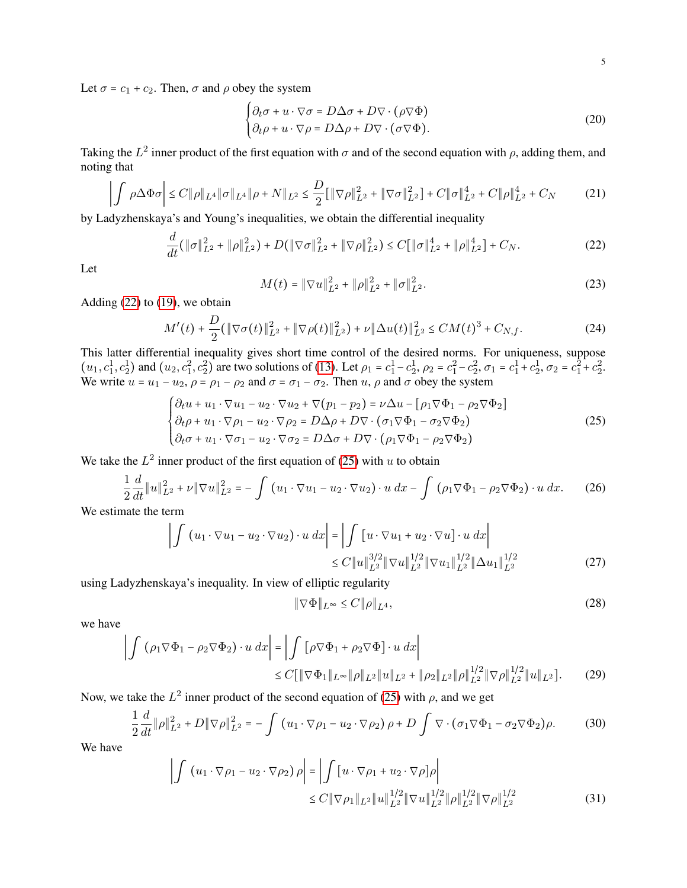Let $\sigma = c_1 + c_2$. Then, $\sigma$ and $\rho$ obey the system

$$
\begin{cases}
\partial_t \sigma + u \cdot \nabla \sigma = D\Delta\sigma + D\nabla\cdot(\rho\nabla\Phi) \\
\partial_t \rho + u\cdot\nabla\rho = D\Delta\rho + D\nabla\cdot(\sigma\nabla\Phi).
\end{cases} \tag{20}
$$

Taking the $L^2$ inner product of the first equation with $\sigma$ and of the second equation with $\rho$, adding them, and noting that

$$
\left|\int \rho\Delta\Phi\sigma\right| \le C\|\rho\|_{L^4}\|\sigma\|_{L^4}\|\rho + N\|_{L^2} \le \frac{D}{2}\left[\|\nabla\rho\|_{L^2}^2 + \|\nabla\sigma\|_{L^2}^2\right] + C\|\sigma\|_{L^2}^4 + C\|\rho\|_{L^2}^4 + C_N \tag{21}
$$

by Ladyzhenskaya's and Young's inequalities, we obtain the differential inequality

$$
\frac{d}{dt}\left(\|\sigma\|_{L^2}^2 + \|\rho\|_{L^2}^2\right) + D\left(\|\nabla\sigma\|_{L^2}^2 + \|\nabla\rho\|_{L^2}^2\right) \le C\left[\|\sigma\|_{L^2}^4 + \|\rho\|_{L^2}^4\right] + C_N. \tag{22}
$$

Let

$$
M(t) = \|\nabla u\|_{L^2}^2 + \|\rho\|_{L^2}^2 + \|\sigma\|_{L^2}^2. \tag{23}
$$

Adding (22) to (19), we obtain

$$
M'(t) + \frac{D}{2}\left(\|\nabla\sigma(t)\|_{L^2}^2 + \|\nabla\rho(t)\|_{L^2}^2\right) + \nu\|\Delta u(t)\|_{L^2}^2 \le CM(t)^3 + C_{N,f}. \tag{24}
$$

This latter differential inequality gives short time control of the desired norms. For uniqueness, suppose $(u_1, c_1^1, c_2^1)$ and $(u_2, c_1^2, c_2^2)$ are two solutions of (13). Let $\rho_1 = c_1^1 - c_2^1$, $\rho_2 = c_1^2 - c_2^2$, $\sigma_1 = c_1^1 + c_2^1$, $\sigma_2 = c_1^2 + c_2^2$. We write $u = u_1 - u_2$, $\rho = \rho_1 - \rho_2$ and $\sigma = \sigma_1 - \sigma_2$. Then $u$, $\rho$ and $\sigma$ obey the system

$$
\begin{cases}
\partial_t u + u_1\cdot\nabla u_1 - u_2\cdot\nabla u_2 + \nabla(p_1 - p_2) = \nu\Delta u - \left[\rho_1\nabla\Phi_1 - \rho_2\nabla\Phi_2\right] \\
\partial_t\rho + u_1\cdot\nabla\rho_1 - u_2\cdot\nabla\rho_2 = D\Delta\rho + D\nabla\cdot(\sigma_1\nabla\Phi_1 - \sigma_2\nabla\Phi_2) \\
\partial_t\sigma + u_1\cdot\nabla\sigma_1 - u_2\cdot\nabla\sigma_2 = D\Delta\sigma + D\nabla\cdot(\rho_1\nabla\Phi_1 - \rho_2\nabla\Phi_2)
\end{cases} \tag{25}
$$

We take the $L^2$ inner product of the first equation of (25) with $u$ to obtain

$$
\frac{1}{2}\frac{d}{dt}\|u\|_{L^2}^2 + \nu\|\nabla u\|_{L^2}^2 = -\int (u_1\cdot\nabla u_1 - u_2\cdot\nabla u_2)\cdot u\, dx - \int (\rho_1\nabla\Phi_1 - \rho_2\nabla\Phi_2)\cdot u\, dx. \tag{26}
$$

We estimate the term

$$
\begin{aligned}
\left|\int (u_1\cdot\nabla u_1 - u_2\cdot\nabla u_2)\cdot u\, dx\right| &= \left|\int \left[u\cdot\nabla u_1 + u_2\cdot\nabla u\right]\cdot u\, dx\right| \\
&\le C\|u\|_{L^2}^{3/2}\|\nabla u\|_{L^2}^{1/2}\|\nabla u_1\|_{L^2}^{1/2}\|\Delta u_1\|_{L^2}^{1/2}
\end{aligned} \tag{27}
$$

using Ladyzhenskaya's inequality. In view of elliptic regularity

$$
\|\nabla\Phi\|_{L^\infty} \le C\|\rho\|_{L^4}, \tag{28}
$$

we have

$$
\begin{aligned}
\left|\int (\rho_1\nabla\Phi_1 - \rho_2\nabla\Phi_2)\cdot u\, dx\right| &= \left|\int \left[\rho\nabla\Phi_1 + \rho_2\nabla\Phi\right]\cdot u\, dx\right| \\
&\le C\left[\|\nabla\Phi_1\|_{L^\infty}\|\rho\|_{L^2}\|u\|_{L^2} + \|\rho_2\|_{L^2}\|\rho\|_{L^2}^{1/2}\|\nabla\rho\|_{L^2}^{1/2}\|u\|_{L^2}\right].
\end{aligned} \tag{29}
$$

Now, we take the $L^2$ inner product of the second equation of (25) with $\rho$, and we get

$$
\frac{1}{2}\frac{d}{dt}\|\rho\|_{L^2}^2 + D\|\nabla\rho\|_{L^2}^2 = -\int (u_1\cdot\nabla\rho_1 - u_2\cdot\nabla\rho_2)\,\rho + D\int \nabla\cdot(\sigma_1\nabla\Phi_1 - \sigma_2\nabla\Phi_2)\rho. \tag{30}
$$

We have

$$
\begin{aligned}
\left|\int (u_1\cdot\nabla\rho_1 - u_2\cdot\nabla\rho_2)\,\rho\right| &= \left|\int \left[u\cdot\nabla\rho_1 + u_2\cdot\nabla\rho\right]\rho\right| \\
&\le C\|\nabla\rho_1\|_{L^2}\|u\|_{L^2}^{1/2}\|\nabla u\|_{L^2}^{1/2}\|\rho\|_{L^2}^{1/2}\|\nabla\rho\|_{L^2}^{1/2}
\end{aligned} \tag{31}
$$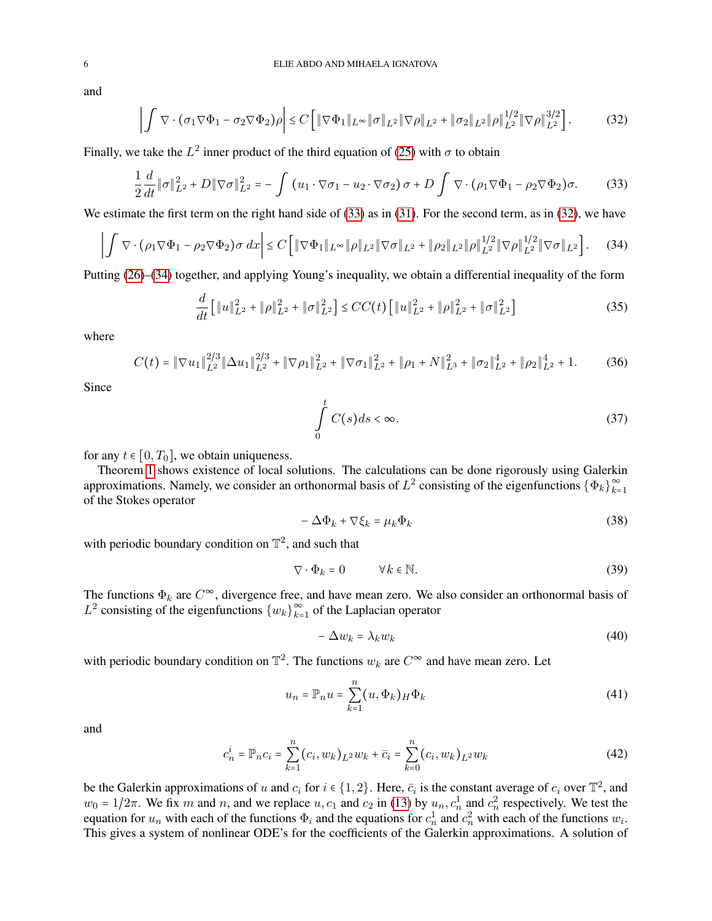and

$$\left| \int \nabla \cdot (\sigma_1 \nabla \Phi_1 - \sigma_2 \nabla \Phi_2) \rho \right| \le C \left[ \|\nabla \Phi_1\|_{L^\infty} \|\sigma\|_{L^2} \|\nabla \rho\|_{L^2} + \|\sigma_2\|_{L^2} \|\rho\|_{L^2}^{1/2} \|\nabla \rho\|_{L^2}^{3/2} \right]. \tag{32}$$

Finally, we take the $L^2$ inner product of the third equation of (25) with $\sigma$ to obtain

$$\frac{1}{2} \frac{d}{dt} \|\sigma\|_{L^2}^2 + D \|\nabla \sigma\|_{L^2}^2 = - \int (u_1 \cdot \nabla \sigma_1 - u_2 \cdot \nabla \sigma_2) \sigma + D \int \nabla \cdot (\rho_1 \nabla \Phi_1 - \rho_2 \nabla \Phi_2) \sigma. \tag{33}$$

We estimate the first term on the right hand side of (33) as in (31). For the second term, as in (32), we have

$$\left| \int \nabla \cdot (\rho_1 \nabla \Phi_1 - \rho_2 \nabla \Phi_2) \sigma \, dx \right| \le C \left[ \|\nabla \Phi_1\|_{L^\infty} \|\rho\|_{L^2} \|\nabla \sigma\|_{L^2} + \|\rho_2\|_{L^2} \|\rho\|_{L^2}^{1/2} \|\nabla \rho\|_{L^2}^{1/2} \|\nabla \sigma\|_{L^2} \right]. \tag{34}$$

Putting (26)–(34) together, and applying Young's inequality, we obtain a differential inequality of the form

$$\frac{d}{dt} \left[ \|u\|_{L^2}^2 + \|\rho\|_{L^2}^2 + \|\sigma\|_{L^2}^2 \right] \le C C(t) \left[ \|u\|_{L^2}^2 + \|\rho\|_{L^2}^2 + \|\sigma\|_{L^2}^2 \right] \tag{35}$$

where

$$C(t) = \|\nabla u_1\|_{L^2}^{2/3} \|\Delta u_1\|_{L^2}^{2/3} + \|\nabla \rho_1\|_{L^2}^2 + \|\nabla \sigma_1\|_{L^2}^2 + \|\rho_1 + N\|_{L^3}^2 + \|\sigma_2\|_{L^2}^4 + \|\rho_2\|_{L^2}^4 + 1. \tag{36}$$

Since

$$\int_0^t C(s) ds < \infty. \tag{37}$$

for any $t \in [0, T_0]$, we obtain uniqueness.

Theorem 1 shows existence of local solutions. The calculations can be done rigorously using Galerkin approximations. Namely, we consider an orthonormal basis of $L^2$ consisting of the eigenfunctions $\{\Phi_k\}_{k=1}^\infty$ of the Stokes operator

$$-\Delta \Phi_k + \nabla \xi_k = \mu_k \Phi_k \tag{38}$$

with periodic boundary condition on $\mathbb{T}^2$, and such that

$$\nabla \cdot \Phi_k = 0 \qquad \forall k \in \mathbb{N}. \tag{39}$$

The functions $\Phi_k$ are $C^\infty$, divergence free, and have mean zero. We also consider an orthonormal basis of $L^2$ consisting of the eigenfunctions $\{w_k\}_{k=1}^\infty$ of the Laplacian operator

$$-\Delta w_k = \lambda_k w_k \tag{40}$$

with periodic boundary condition on $\mathbb{T}^2$. The functions $w_k$ are $C^\infty$ and have mean zero. Let

$$u_n = \mathbb{P}_n u = \sum_{k=1}^n (u, \Phi_k)_H \Phi_k \tag{41}$$

and

$$c_n^i = \mathbb{P}_n c_i = \sum_{k=1}^n (c_i, w_k)_{L^2} w_k + \bar{c}_i = \sum_{k=0}^n (c_i, w_k)_{L^2} w_k \tag{42}$$

be the Galerkin approximations of $u$ and $c_i$ for $i \in \{1, 2\}$. Here, $\bar{c}_i$ is the constant average of $c_i$ over $\mathbb{T}^2$, and $w_0 = 1/2\pi$. We fix $m$ and $n$, and we replace $u, c_1$ and $c_2$ in (13) by $u_n, c_n^1$ and $c_n^2$ respectively. We test the equation for $u_n$ with each of the functions $\Phi_i$ and the equations for $c_n^1$ and $c_n^2$ with each of the functions $w_i$. This gives a system of nonlinear ODE's for the coefficients of the Galerkin approximations. A solution of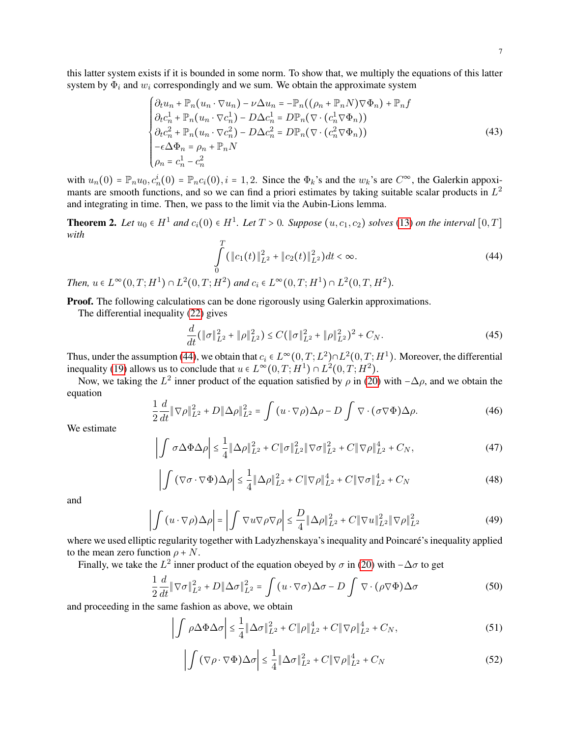this latter system exists if it is bounded in some norm. To show that, we multiply the equations of this latter system by $\Phi_i$ and $w_i$ correspondingly and we sum. We obtain the approximate system

$$
\begin{cases}
\partial_t u_n + \mathbb{P}_n(u_n \cdot \nabla u_n) - \nu \Delta u_n = -\mathbb{P}_n((\rho_n + \mathbb{P}_n N)\nabla \Phi_n) + \mathbb{P}_n f \\
\partial_t c_n^1 + \mathbb{P}_n(u_n \cdot \nabla c_n^1) - D\Delta c_n^1 = D\mathbb{P}_n(\nabla \cdot (c_n^1 \nabla \Phi_n)) \\
\partial_t c_n^2 + \mathbb{P}_n(u_n \cdot \nabla c_n^2) - D\Delta c_n^2 = D\mathbb{P}_n(\nabla \cdot (c_n^2 \nabla \Phi_n)) \\
-\epsilon \Delta \Phi_n = \rho_n + \mathbb{P}_n N \\
\rho_n = c_n^1 - c_n^2
\end{cases}
\tag{43}
$$

with $u_n(0) = \mathbb{P}_n u_0, c_n^i(0) = \mathbb{P}_n c_i(0), i = 1, 2$. Since the $\Phi_k$'s and the $w_k$'s are $C^\infty$, the Galerkin appoximants are smooth functions, and so we can find a priori estimates by taking suitable scalar products in $L^2$ and integrating in time. Then, we pass to the limit via the Aubin-Lions lemma.

**Theorem 2.** *Let $u_0 \in H^1$ and $c_i(0) \in H^1$. Let $T > 0$. Suppose $(u, c_1, c_2)$ solves (13) on the interval $[0, T]$ with*

$$
\int_0^T (\|c_1(t)\|_{L^2}^2 + \|c_2(t)\|_{L^2}^2) dt < \infty. \tag{44}
$$

*Then, $u \in L^\infty(0, T; H^1) \cap L^2(0, T; H^2)$ and $c_i \in L^\infty(0, T; H^1) \cap L^2(0, T, H^2)$.*

**Proof.** The following calculations can be done rigorously using Galerkin approximations.

The differential inequality (22) gives

$$
\frac{d}{dt}(\|\sigma\|_{L^2}^2 + \|\rho\|_{L^2}^2) \le C(\|\sigma\|_{L^2}^2 + \|\rho\|_{L^2}^2)^2 + C_N. \tag{45}
$$

Thus, under the assumption (44), we obtain that $c_i \in L^\infty(0, T; L^2) \cap L^2(0, T; H^1)$. Moreover, the differential inequality (19) allows us to conclude that $u \in L^\infty(0, T; H^1) \cap L^2(0, T; H^2)$.

Now, we taking the $L^2$ inner product of the equation satisfied by $\rho$ in (20) with $-\Delta \rho$, and we obtain the equation

$$
\frac{1}{2}\frac{d}{dt}\|\nabla \rho\|_{L^2}^2 + D\|\Delta \rho\|_{L^2}^2 = \int (u \cdot \nabla \rho)\Delta \rho - D\int \nabla \cdot (\sigma \nabla \Phi)\Delta \rho. \tag{46}
$$

We estimate

$$
\left| \int \sigma \Delta \Phi \Delta \rho \right| \le \frac{1}{4}\|\Delta \rho\|_{L^2}^2 + C\|\sigma\|_{L^2}^2 \|\nabla \sigma\|_{L^2}^2 + C\|\nabla \rho\|_{L^2}^4 + C_N, \tag{47}
$$

$$
\left| \int (\nabla \sigma \cdot \nabla \Phi)\Delta \rho \right| \le \frac{1}{4}\|\Delta \rho\|_{L^2}^2 + C\|\nabla \rho\|_{L^2}^4 + C\|\nabla \sigma\|_{L^2}^4 + C_N \tag{48}
$$

and

$$
\left| \int (u \cdot \nabla \rho)\Delta \rho \right| = \left| \int \nabla u \nabla \rho \nabla \rho \right| \le \frac{D}{4}\|\Delta \rho\|_{L^2}^2 + C\|\nabla u\|_{L^2}^2 \|\nabla \rho\|_{L^2}^2 \tag{49}
$$

where we used elliptic regularity together with Ladyzhenskaya's inequality and Poincaré's inequality applied to the mean zero function $\rho + N$.

Finally, we take the $L^2$ inner product of the equation obeyed by $\sigma$ in (20) with $-\Delta \sigma$ to get

$$
\frac{1}{2}\frac{d}{dt}\|\nabla \sigma\|_{L^2}^2 + D\|\Delta \sigma\|_{L^2}^2 = \int (u \cdot \nabla \sigma)\Delta \sigma - D\int \nabla \cdot (\rho \nabla \Phi)\Delta \sigma \tag{50}
$$

and proceeding in the same fashion as above, we obtain

$$
\left| \int \rho \Delta \Phi \Delta \sigma \right| \le \frac{1}{4}\|\Delta \sigma\|_{L^2}^2 + C\|\rho\|_{L^2}^4 + C\|\nabla \rho\|_{L^2}^4 + C_N, \tag{51}
$$

$$
\left| \int (\nabla \rho \cdot \nabla \Phi)\Delta \sigma \right| \le \frac{1}{4}\|\Delta \sigma\|_{L^2}^2 + C\|\nabla \rho\|_{L^2}^4 + C_N \tag{52}
$$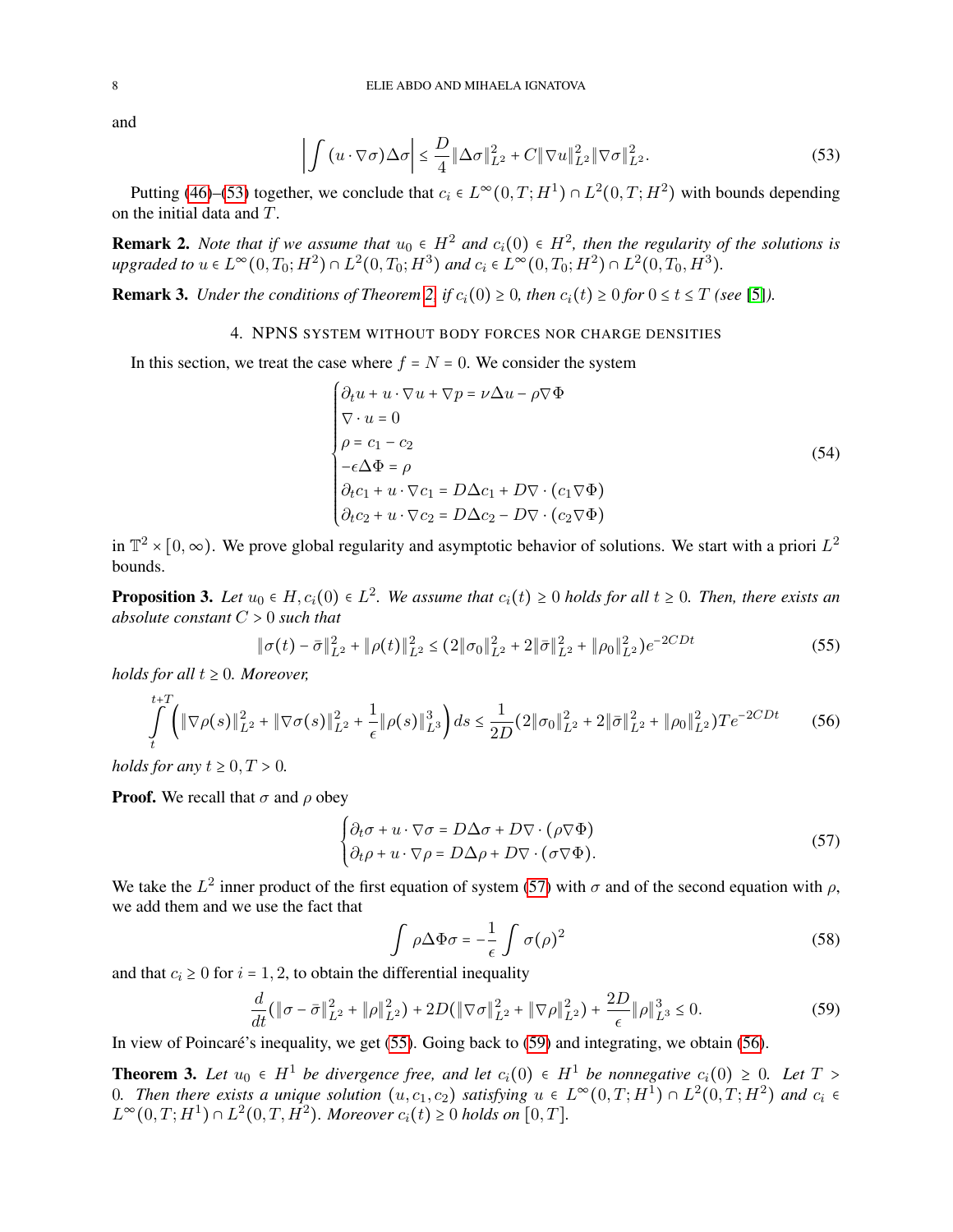and

$$\left| \int (u \cdot \nabla \sigma) \Delta \sigma \right| \le \frac{D}{4} \|\Delta \sigma\|_{L^2}^2 + C \|\nabla u\|_{L^2}^2 \|\nabla \sigma\|_{L^2}^2. \tag{53}$$

Putting (46)–(53) together, we conclude that $c_i \in L^\infty(0,T;H^1) \cap L^2(0,T;H^2)$ with bounds depending on the initial data and $T$.

**Remark 2.** *Note that if we assume that $u_0 \in H^2$ and $c_i(0) \in H^2$, then the regularity of the solutions is upgraded to $u \in L^\infty(0,T_0;H^2) \cap L^2(0,T_0;H^3)$ and $c_i \in L^\infty(0,T_0;H^2) \cap L^2(0,T_0,H^3)$.*

**Remark 3.** *Under the conditions of Theorem 2, if $c_i(0) \ge 0$, then $c_i(t) \ge 0$ for $0 \le t \le T$ (see [5]).*

## 4. NPNS system without body forces nor charge densities

In this section, we treat the case where $f = N = 0$. We consider the system

$$\begin{cases} \partial_t u + u \cdot \nabla u + \nabla p = \nu \Delta u - \rho \nabla \Phi \\ \nabla \cdot u = 0 \\ \rho = c_1 - c_2 \\ -\epsilon \Delta \Phi = \rho \\ \partial_t c_1 + u \cdot \nabla c_1 = D \Delta c_1 + D \nabla \cdot (c_1 \nabla \Phi) \\ \partial_t c_2 + u \cdot \nabla c_2 = D \Delta c_2 - D \nabla \cdot (c_2 \nabla \Phi) \end{cases} \tag{54}$$

in $\mathbb{T}^2 \times [0,\infty)$. We prove global regularity and asymptotic behavior of solutions. We start with a priori $L^2$ bounds.

**Proposition 3.** *Let $u_0 \in H, c_i(0) \in L^2$. We assume that $c_i(t) \ge 0$ holds for all $t \ge 0$. Then, there exists an absolute constant $C > 0$ such that*

$$\|\sigma(t) - \bar{\sigma}\|_{L^2}^2 + \|\rho(t)\|_{L^2}^2 \le (2\|\sigma_0\|_{L^2}^2 + 2\|\bar{\sigma}\|_{L^2}^2 + \|\rho_0\|_{L^2}^2) e^{-2CDt} \tag{55}$$

*holds for all $t \ge 0$. Moreover,*

$$\int_t^{t+T} \left( \|\nabla \rho(s)\|_{L^2}^2 + \|\nabla \sigma(s)\|_{L^2}^2 + \frac{1}{\epsilon}\|\rho(s)\|_{L^3}^3 \right) ds \le \frac{1}{2D}(2\|\sigma_0\|_{L^2}^2 + 2\|\bar{\sigma}\|_{L^2}^2 + \|\rho_0\|_{L^2}^2) T e^{-2CDt} \tag{56}$$

*holds for any $t \ge 0, T > 0$.*

**Proof.** We recall that $\sigma$ and $\rho$ obey

$$\begin{cases} \partial_t \sigma + u \cdot \nabla \sigma = D \Delta \sigma + D \nabla \cdot (\rho \nabla \Phi) \\ \partial_t \rho + u \cdot \nabla \rho = D \Delta \rho + D \nabla \cdot (\sigma \nabla \Phi). \end{cases} \tag{57}$$

We take the $L^2$ inner product of the first equation of system (57) with $\sigma$ and of the second equation with $\rho$, we add them and we use the fact that

$$\int \rho \Delta \Phi \sigma = -\frac{1}{\epsilon} \int \sigma (\rho)^2 \tag{58}$$

and that $c_i \ge 0$ for $i = 1, 2$, to obtain the differential inequality

$$\frac{d}{dt}(\|\sigma - \bar{\sigma}\|_{L^2}^2 + \|\rho\|_{L^2}^2) + 2D(\|\nabla \sigma\|_{L^2}^2 + \|\nabla \rho\|_{L^2}^2) + \frac{2D}{\epsilon}\|\rho\|_{L^3}^3 \le 0. \tag{59}$$

In view of Poincaré's inequality, we get (55). Going back to (59) and integrating, we obtain (56).

**Theorem 3.** *Let $u_0 \in H^1$ be divergence free, and let $c_i(0) \in H^1$ be nonnegative $c_i(0) \ge 0$. Let $T > 0$. Then there exists a unique solution $(u, c_1, c_2)$ satisfying $u \in L^\infty(0,T;H^1) \cap L^2(0,T;H^2)$ and $c_i \in L^\infty(0,T;H^1) \cap L^2(0,T,H^2)$. Moreover $c_i(t) \ge 0$ holds on $[0,T]$.*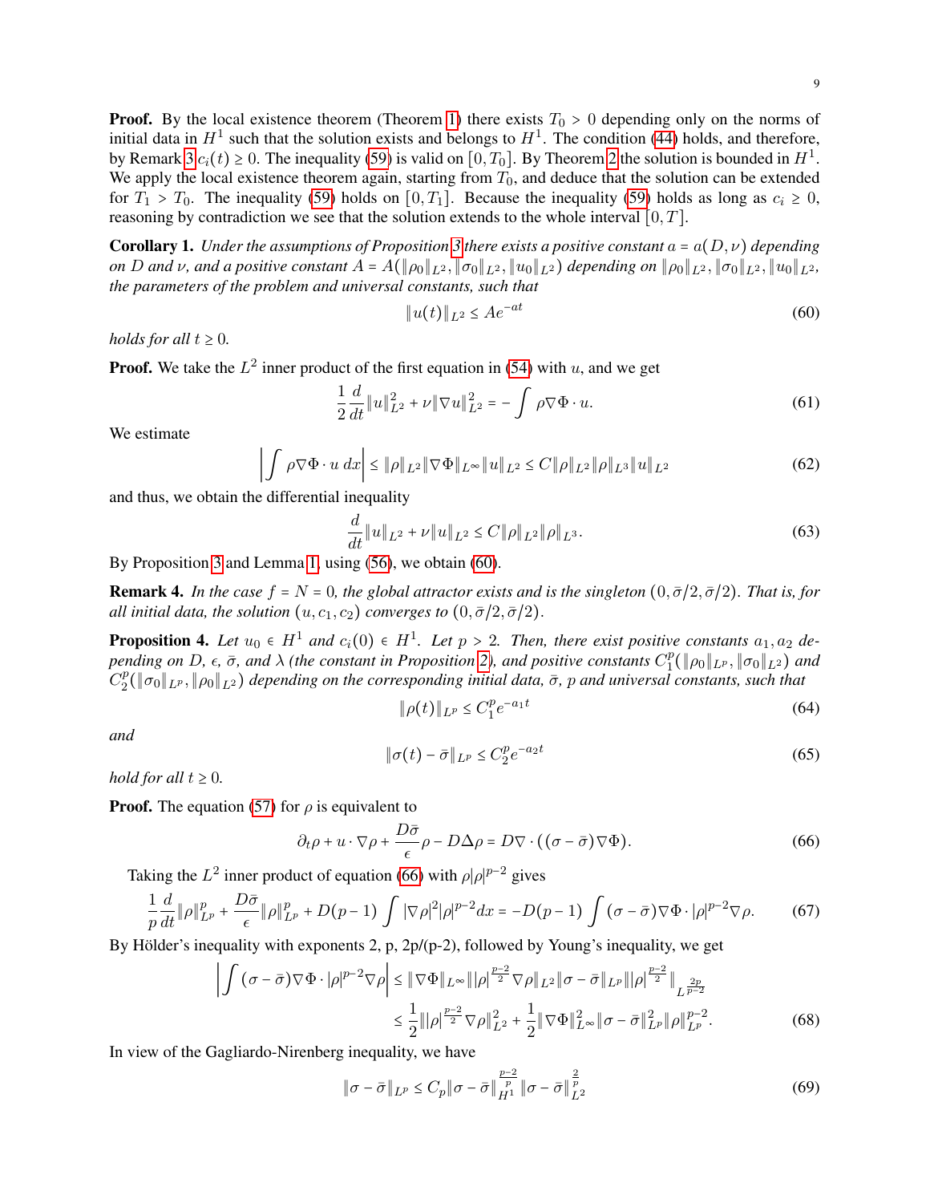**Proof.** By the local existence theorem (Theorem 1) there exists $T_0 > 0$ depending only on the norms of initial data in $H^1$ such that the solution exists and belongs to $H^1$. The condition (44) holds, and therefore, by Remark 3 $c_i(t) \geq 0$. The inequality (59) is valid on $[0, T_0]$. By Theorem 2 the solution is bounded in $H^1$. We apply the local existence theorem again, starting from $T_0$, and deduce that the solution can be extended for $T_1 > T_0$. The inequality (59) holds on $[0, T_1]$. Because the inequality (59) holds as long as $c_i \geq 0$, reasoning by contradiction we see that the solution extends to the whole interval $[0, T]$.

**Corollary 1.** *Under the assumptions of Proposition 3 there exists a positive constant $a = a(D, \nu)$ depending on $D$ and $\nu$, and a positive constant $A = A(\|\rho_0\|_{L^2}, \|\sigma_0\|_{L^2}, \|u_0\|_{L^2})$ depending on $\|\rho_0\|_{L^2}, \|\sigma_0\|_{L^2}, \|u_0\|_{L^2}$, the parameters of the problem and universal constants, such that*

$$\|u(t)\|_{L^2} \leq Ae^{-at} \tag{60}$$

*holds for all $t \geq 0$.*

**Proof.** We take the $L^2$ inner product of the first equation in (54) with $u$, and we get

$$\frac{1}{2}\frac{d}{dt}\|u\|_{L^2}^2 + \nu\|\nabla u\|_{L^2}^2 = -\int \rho\nabla\Phi \cdot u. \tag{61}$$

We estimate

$$\left|\int \rho\nabla\Phi \cdot u \, dx\right| \leq \|\rho\|_{L^2}\|\nabla\Phi\|_{L^\infty}\|u\|_{L^2} \leq C\|\rho\|_{L^2}\|\rho\|_{L^3}\|u\|_{L^2} \tag{62}$$

and thus, we obtain the differential inequality

$$\frac{d}{dt}\|u\|_{L^2} + \nu\|u\|_{L^2} \leq C\|\rho\|_{L^2}\|\rho\|_{L^3}. \tag{63}$$

By Proposition 3 and Lemma 1, using (56), we obtain (60).

**Remark 4.** *In the case $f = N = 0$, the global attractor exists and is the singleton $(0, \bar{\sigma}/2, \bar{\sigma}/2)$. That is, for all initial data, the solution $(u, c_1, c_2)$ converges to $(0, \bar{\sigma}/2, \bar{\sigma}/2)$.*

**Proposition 4.** *Let $u_0 \in H^1$ and $c_i(0) \in H^1$. Let $p > 2$. Then, there exist positive constants $a_1, a_2$ depending on $D$, $\epsilon$, $\bar{\sigma}$, and $\lambda$ (the constant in Proposition 2), and positive constants $C_1^p(\|\rho_0\|_{L^p}, \|\sigma_0\|_{L^2})$ and $C_2^p(\|\sigma_0\|_{L^p}, \|\rho_0\|_{L^2})$ depending on the corresponding initial data, $\bar{\sigma}$, $p$ and universal constants, such that*

$$\|\rho(t)\|_{L^p} \leq C_1^p e^{-a_1 t} \tag{64}$$

*and*

$$\|\sigma(t) - \bar{\sigma}\|_{L^p} \leq C_2^p e^{-a_2 t} \tag{65}$$

*hold for all $t \geq 0$.*

**Proof.** The equation (57) for $\rho$ is equivalent to

$$\partial_t\rho + u \cdot \nabla\rho + \frac{D\bar{\sigma}}{\epsilon}\rho - D\Delta\rho = D\nabla \cdot ((\sigma - \bar{\sigma})\nabla\Phi). \tag{66}$$

Taking the $L^2$ inner product of equation (66) with $\rho|\rho|^{p-2}$ gives

$$\frac{1}{p}\frac{d}{dt}\|\rho\|_{L^p}^p + \frac{D\bar{\sigma}}{\epsilon}\|\rho\|_{L^p}^p + D(p-1)\int |\nabla\rho|^2|\rho|^{p-2}dx = -D(p-1)\int (\sigma - \bar{\sigma})\nabla\Phi \cdot |\rho|^{p-2}\nabla\rho. \tag{67}$$

By Hölder's inequality with exponents 2, p, 2p/(p-2), followed by Young's inequality, we get

$$\begin{aligned}\left|\int (\sigma - \bar{\sigma})\nabla\Phi \cdot |\rho|^{p-2}\nabla\rho\right| &\leq \|\nabla\Phi\|_{L^\infty}\||\rho|^{\frac{p-2}{2}}\nabla\rho\|_{L^2}\|\sigma - \bar{\sigma}\|_{L^p}\||\rho|^{\frac{p-2}{2}}\|_{L^{\frac{2p}{p-2}}} \\ &\leq \frac{1}{2}\||\rho|^{\frac{p-2}{2}}\nabla\rho\|_{L^2}^2 + \frac{1}{2}\|\nabla\Phi\|_{L^\infty}^2\|\sigma - \bar{\sigma}\|_{L^p}^2\|\rho\|_{L^p}^{p-2}.\end{aligned} \tag{68}$$

In view of the Gagliardo-Nirenberg inequality, we have

$$\|\sigma - \bar{\sigma}\|_{L^p} \leq C_p\|\sigma - \bar{\sigma}\|_{H^1}^{\frac{p-2}{p}}\|\sigma - \bar{\sigma}\|_{L^2}^{\frac{2}{p}} \tag{69}$$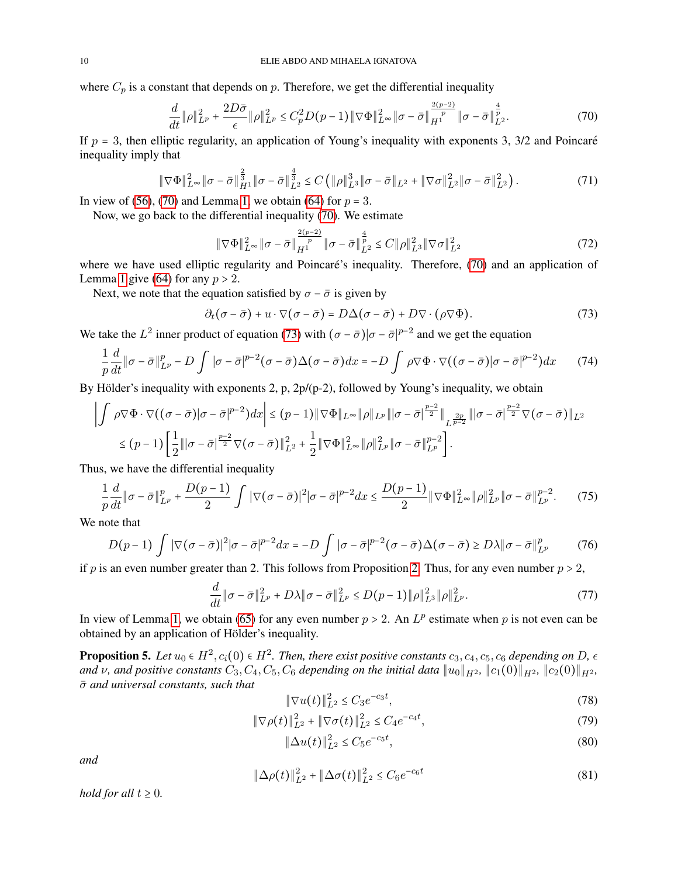where $C_p$ is a constant that depends on $p$. Therefore, we get the differential inequality

$$\frac{d}{dt}\|\rho\|_{L^p}^2 + \frac{2D\bar{\sigma}}{\epsilon}\|\rho\|_{L^p}^2 \le C_p^2 D(p-1)\|\nabla\Phi\|_{L^\infty}^2 \|\sigma - \bar{\sigma}\|_{H^1}^{\frac{2(p-2)}{p}} \|\sigma - \bar{\sigma}\|_{L^2}^{\frac{4}{p}}. \tag{70}$$

If $p = 3$, then elliptic regularity, an application of Young's inequality with exponents 3, 3/2 and Poincaré inequality imply that

$$\|\nabla\Phi\|_{L^\infty}^2 \|\sigma - \bar{\sigma}\|_{H^1}^{\frac{2}{3}} \|\sigma - \bar{\sigma}\|_{L^2}^{\frac{4}{3}} \le C\left(\|\rho\|_{L^3}^3 \|\sigma - \bar{\sigma}\|_{L^2} + \|\nabla\sigma\|_{L^2}^2 \|\sigma - \bar{\sigma}\|_{L^2}^2\right). \tag{71}$$

In view of (56), (70) and Lemma 1, we obtain (64) for $p = 3$.

Now, we go back to the differential inequality (70). We estimate

$$\|\nabla\Phi\|_{L^\infty}^2 \|\sigma - \bar{\sigma}\|_{H^1}^{\frac{2(p-2)}{p}} \|\sigma - \bar{\sigma}\|_{L^2}^{\frac{4}{p}} \le C\|\rho\|_{L^3}^2 \|\nabla\sigma\|_{L^2}^2 \tag{72}$$

where we have used elliptic regularity and Poincaré's inequality. Therefore, (70) and an application of Lemma 1 give (64) for any $p > 2$.

Next, we note that the equation satisfied by $\sigma - \bar{\sigma}$ is given by

$$\partial_t(\sigma - \bar{\sigma}) + u \cdot \nabla(\sigma - \bar{\sigma}) = D\Delta(\sigma - \bar{\sigma}) + D\nabla\cdot(\rho\nabla\Phi). \tag{73}$$

We take the $L^2$ inner product of equation (73) with $(\sigma - \bar{\sigma})|\sigma - \bar{\sigma}|^{p-2}$ and we get the equation

$$\frac{1}{p}\frac{d}{dt}\|\sigma - \bar{\sigma}\|_{L^p}^p - D\int |\sigma - \bar{\sigma}|^{p-2}(\sigma - \bar{\sigma})\Delta(\sigma - \bar{\sigma})dx = -D\int \rho\nabla\Phi\cdot\nabla((\sigma - \bar{\sigma})|\sigma - \bar{\sigma}|^{p-2})dx \tag{74}$$

By Hölder's inequality with exponents 2, p, 2p/(p-2), followed by Young's inequality, we obtain

$$\begin{aligned}
\left|\int \rho\nabla\Phi\cdot\nabla((\sigma - \bar{\sigma})|\sigma - \bar{\sigma}|^{p-2})dx\right| &\le (p-1)\|\nabla\Phi\|_{L^\infty}\|\rho\|_{L^p}\||\sigma - \bar{\sigma}|^{\frac{p-2}{2}}\|_{L^{\frac{2p}{p-2}}}\||\sigma - \bar{\sigma}|^{\frac{p-2}{2}}\nabla(\sigma - \bar{\sigma})\|_{L^2} \\
&\le (p-1)\left[\frac{1}{2}\||\sigma - \bar{\sigma}|^{\frac{p-2}{2}}\nabla(\sigma - \bar{\sigma})\|_{L^2}^2 + \frac{1}{2}\|\nabla\Phi\|_{L^\infty}^2\|\rho\|_{L^p}^2\|\sigma - \bar{\sigma}\|_{L^p}^{p-2}\right].
\end{aligned}$$

Thus, we have the differential inequality

$$\frac{1}{p}\frac{d}{dt}\|\sigma - \bar{\sigma}\|_{L^p}^p + \frac{D(p-1)}{2}\int |\nabla(\sigma - \bar{\sigma})|^2|\sigma - \bar{\sigma}|^{p-2}dx \le \frac{D(p-1)}{2}\|\nabla\Phi\|_{L^\infty}^2\|\rho\|_{L^p}^2\|\sigma - \bar{\sigma}\|_{L^p}^{p-2}. \tag{75}$$

We note that

$$D(p-1)\int |\nabla(\sigma - \bar{\sigma})|^2|\sigma - \bar{\sigma}|^{p-2}dx = -D\int |\sigma - \bar{\sigma}|^{p-2}(\sigma - \bar{\sigma})\Delta(\sigma - \bar{\sigma}) \ge D\lambda\|\sigma - \bar{\sigma}\|_{L^p}^p \tag{76}$$

if $p$ is an even number greater than 2. This follows from Proposition 2. Thus, for any even number $p > 2$,

$$\frac{d}{dt}\|\sigma - \bar{\sigma}\|_{L^p}^2 + D\lambda\|\sigma - \bar{\sigma}\|_{L^p}^2 \le D(p-1)\|\rho\|_{L^3}^2\|\rho\|_{L^p}^2. \tag{77}$$

In view of Lemma 1, we obtain (65) for any even number $p > 2$. An $L^p$ estimate when $p$ is not even can be obtained by an application of Hölder's inequality.

**Proposition 5.** *Let $u_0 \in H^2, c_i(0) \in H^2$. Then, there exist positive constants $c_3, c_4, c_5, c_6$ depending on $D$, $\epsilon$ and $\nu$, and positive constants $C_3, C_4, C_5, C_6$ depending on the initial data $\|u_0\|_{H^2}$, $\|c_1(0)\|_{H^2}$, $\|c_2(0)\|_{H^2}$, $\bar{\sigma}$ and universal constants, such that*

$$\|\nabla u(t)\|_{L^2}^2 \le C_3 e^{-c_3 t}, \tag{78}$$

$$\|\nabla\rho(t)\|_{L^2}^2 + \|\nabla\sigma(t)\|_{L^2}^2 \le C_4 e^{-c_4 t}, \tag{79}$$

$$\|\Delta u(t)\|_{L^2}^2 \le C_5 e^{-c_5 t}, \tag{80}$$

*and*

$$\|\Delta\rho(t)\|_{L^2}^2 + \|\Delta\sigma(t)\|_{L^2}^2 \le C_6 e^{-c_6 t} \tag{81}$$

*hold for all $t \ge 0$.*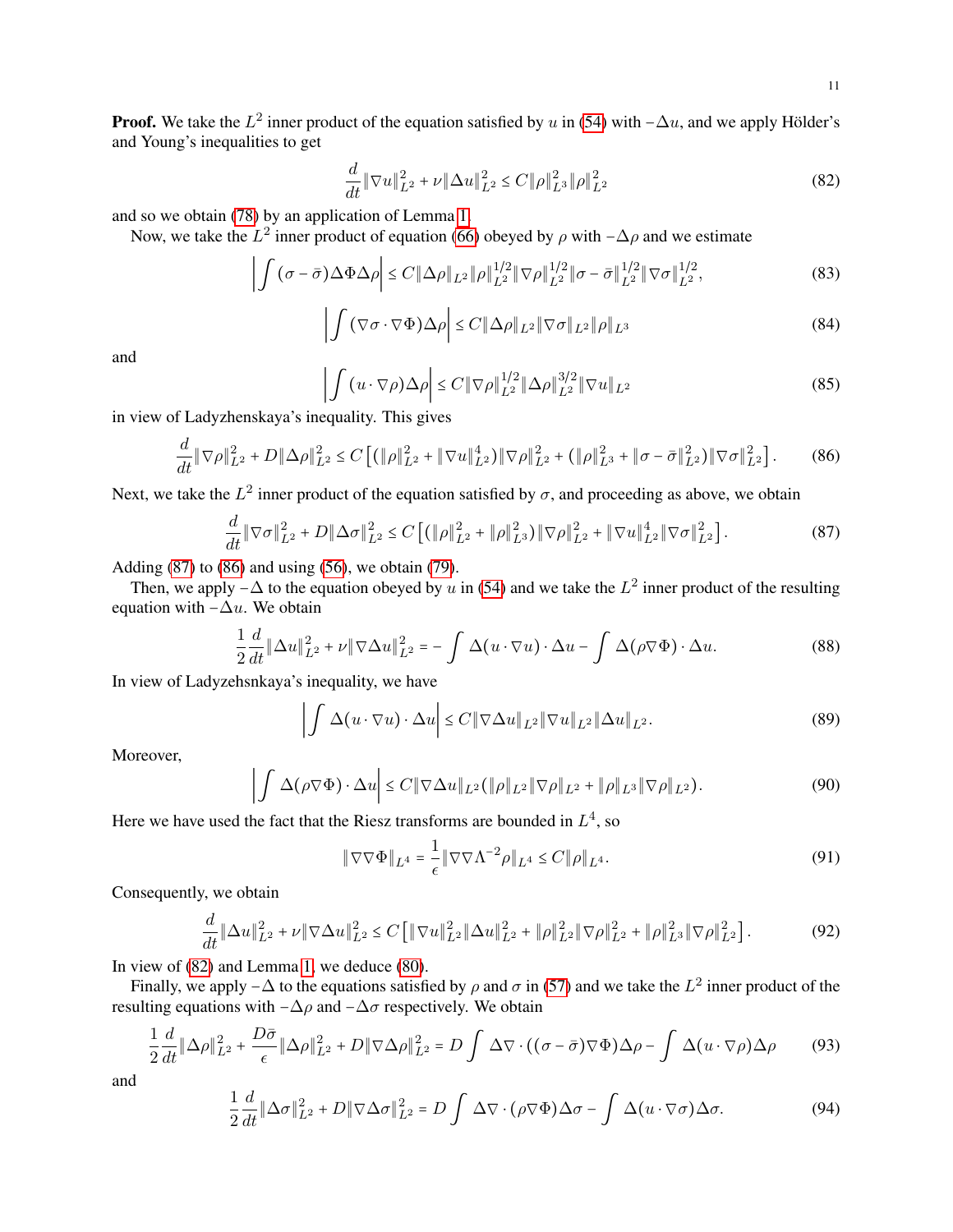**Proof.** We take the $L^2$ inner product of the equation satisfied by $u$ in (54) with $-\Delta u$, and we apply Hölder's and Young's inequalities to get

$$\frac{d}{dt}\|\nabla u\|_{L^2}^2 + \nu\|\Delta u\|_{L^2}^2 \le C\|\rho\|_{L^3}^2\|\rho\|_{L^2}^2 \tag{82}$$

and so we obtain (78) by an application of Lemma 1.

Now, we take the $L^2$ inner product of equation (66) obeyed by $\rho$ with $-\Delta\rho$ and we estimate

$$\left|\int(\sigma-\bar{\sigma})\Delta\Phi\Delta\rho\right| \le C\|\Delta\rho\|_{L^2}\|\rho\|_{L^2}^{1/2}\|\nabla\rho\|_{L^2}^{1/2}\|\sigma-\bar{\sigma}\|_{L^2}^{1/2}\|\nabla\sigma\|_{L^2}^{1/2}, \tag{83}$$

$$\left|\int(\nabla\sigma\cdot\nabla\Phi)\Delta\rho\right| \le C\|\Delta\rho\|_{L^2}\|\nabla\sigma\|_{L^2}\|\rho\|_{L^3} \tag{84}$$

and

$$\left|\int(u\cdot\nabla\rho)\Delta\rho\right| \le C\|\nabla\rho\|_{L^2}^{1/2}\|\Delta\rho\|_{L^2}^{3/2}\|\nabla u\|_{L^2} \tag{85}$$

in view of Ladyzhenskaya's inequality. This gives

$$\frac{d}{dt}\|\nabla\rho\|_{L^2}^2 + D\|\Delta\rho\|_{L^2}^2 \le C\left[(\|\rho\|_{L^2}^2+\|\nabla u\|_{L^2}^4)\|\nabla\rho\|_{L^2}^2 + (\|\rho\|_{L^3}^2+\|\sigma-\bar{\sigma}\|_{L^2}^2)\|\nabla\sigma\|_{L^2}^2\right]. \tag{86}$$

Next, we take the $L^2$ inner product of the equation satisfied by $\sigma$, and proceeding as above, we obtain

$$\frac{d}{dt}\|\nabla\sigma\|_{L^2}^2 + D\|\Delta\sigma\|_{L^2}^2 \le C\left[(\|\rho\|_{L^2}^2+\|\rho\|_{L^3}^2)\|\nabla\rho\|_{L^2}^2 + \|\nabla u\|_{L^2}^4\|\nabla\sigma\|_{L^2}^2\right]. \tag{87}$$

Adding (87) to (86) and using (56), we obtain (79).

Then, we apply $-\Delta$ to the equation obeyed by $u$ in (54) and we take the $L^2$ inner product of the resulting equation with $-\Delta u$. We obtain

$$\frac{1}{2}\frac{d}{dt}\|\Delta u\|_{L^2}^2 + \nu\|\nabla\Delta u\|_{L^2}^2 = -\int\Delta(u\cdot\nabla u)\cdot\Delta u - \int\Delta(\rho\nabla\Phi)\cdot\Delta u. \tag{88}$$

In view of Ladyzehsnkaya's inequality, we have

$$\left|\int\Delta(u\cdot\nabla u)\cdot\Delta u\right| \le C\|\nabla\Delta u\|_{L^2}\|\nabla u\|_{L^2}\|\Delta u\|_{L^2}. \tag{89}$$

Moreover,

$$\left|\int\Delta(\rho\nabla\Phi)\cdot\Delta u\right| \le C\|\nabla\Delta u\|_{L^2}(\|\rho\|_{L^2}\|\nabla\rho\|_{L^2} + \|\rho\|_{L^3}\|\nabla\rho\|_{L^2}). \tag{90}$$

Here we have used the fact that the Riesz transforms are bounded in $L^4$, so

$$\|\nabla\nabla\Phi\|_{L^4} = \frac{1}{\epsilon}\|\nabla\nabla\Lambda^{-2}\rho\|_{L^4} \le C\|\rho\|_{L^4}. \tag{91}$$

Consequently, we obtain

$$\frac{d}{dt}\|\Delta u\|_{L^2}^2 + \nu\|\nabla\Delta u\|_{L^2}^2 \le C\left[\|\nabla u\|_{L^2}^2\|\Delta u\|_{L^2}^2 + \|\rho\|_{L^2}^2\|\nabla\rho\|_{L^2}^2 + \|\rho\|_{L^3}^2\|\nabla\rho\|_{L^2}^2\right]. \tag{92}$$

In view of (82) and Lemma 1, we deduce (80).

Finally, we apply $-\Delta$ to the equations satisfied by $\rho$ and $\sigma$ in (57) and we take the $L^2$ inner product of the resulting equations with $-\Delta\rho$ and $-\Delta\sigma$ respectively. We obtain

$$\frac{1}{2}\frac{d}{dt}\|\Delta\rho\|_{L^2}^2 + \frac{D\bar{\sigma}}{\epsilon}\|\Delta\rho\|_{L^2}^2 + D\|\nabla\Delta\rho\|_{L^2}^2 = D\int\Delta\nabla\cdot((\sigma-\bar{\sigma})\nabla\Phi)\Delta\rho - \int\Delta(u\cdot\nabla\rho)\Delta\rho \tag{93}$$

and

$$\frac{1}{2}\frac{d}{dt}\|\Delta\sigma\|_{L^2}^2 + D\|\nabla\Delta\sigma\|_{L^2}^2 = D\int\Delta\nabla\cdot(\rho\nabla\Phi)\Delta\sigma - \int\Delta(u\cdot\nabla\sigma)\Delta\sigma. \tag{94}$$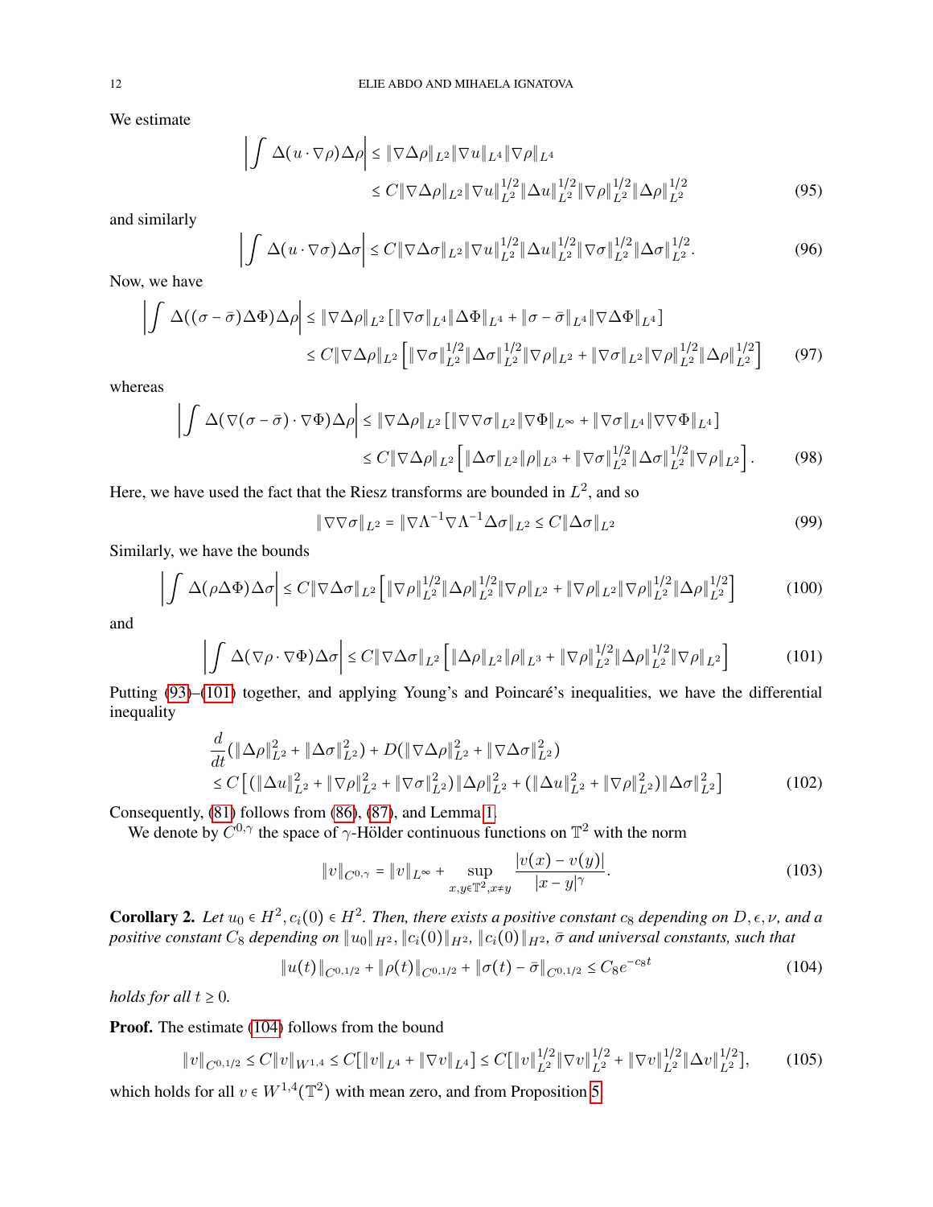We estimate

$$\left|\int \Delta(u\cdot\nabla\rho)\Delta\rho\right| \le \|\nabla\Delta\rho\|_{L^2}\|\nabla u\|_{L^4}\|\nabla\rho\|_{L^4}$$
$$\le C\|\nabla\Delta\rho\|_{L^2}\|\nabla u\|_{L^2}^{1/2}\|\Delta u\|_{L^2}^{1/2}\|\nabla\rho\|_{L^2}^{1/2}\|\Delta\rho\|_{L^2}^{1/2} \tag{95}$$

and similarly

$$\left|\int \Delta(u\cdot\nabla\sigma)\Delta\sigma\right| \le C\|\nabla\Delta\sigma\|_{L^2}\|\nabla u\|_{L^2}^{1/2}\|\Delta u\|_{L^2}^{1/2}\|\nabla\sigma\|_{L^2}^{1/2}\|\Delta\sigma\|_{L^2}^{1/2}. \tag{96}$$

Now, we have

$$\left|\int \Delta((\sigma-\bar{\sigma})\Delta\Phi)\Delta\rho\right| \le \|\nabla\Delta\rho\|_{L^2}\left[\|\nabla\sigma\|_{L^4}\|\Delta\Phi\|_{L^4} + \|\sigma-\bar{\sigma}\|_{L^4}\|\nabla\Delta\Phi\|_{L^4}\right]$$
$$\le C\|\nabla\Delta\rho\|_{L^2}\left[\|\nabla\sigma\|_{L^2}^{1/2}\|\Delta\sigma\|_{L^2}^{1/2}\|\nabla\rho\|_{L^2} + \|\nabla\sigma\|_{L^2}\|\nabla\rho\|_{L^2}^{1/2}\|\Delta\rho\|_{L^2}^{1/2}\right] \tag{97}$$

whereas

$$\left|\int \Delta(\nabla(\sigma-\bar{\sigma})\cdot\nabla\Phi)\Delta\rho\right| \le \|\nabla\Delta\rho\|_{L^2}\left[\|\nabla\nabla\sigma\|_{L^2}\|\nabla\Phi\|_{L^\infty} + \|\nabla\sigma\|_{L^4}\|\nabla\nabla\Phi\|_{L^4}\right]$$
$$\le C\|\nabla\Delta\rho\|_{L^2}\left[\|\Delta\sigma\|_{L^2}\|\rho\|_{L^3} + \|\nabla\sigma\|_{L^2}^{1/2}\|\Delta\sigma\|_{L^2}^{1/2}\|\nabla\rho\|_{L^2}\right]. \tag{98}$$

Here, we have used the fact that the Riesz transforms are bounded in $L^2$, and so

$$\|\nabla\nabla\sigma\|_{L^2} = \|\nabla\Lambda^{-1}\nabla\Lambda^{-1}\Delta\sigma\|_{L^2} \le C\|\Delta\sigma\|_{L^2} \tag{99}$$

Similarly, we have the bounds

$$\left|\int \Delta(\rho\Delta\Phi)\Delta\sigma\right| \le C\|\nabla\Delta\sigma\|_{L^2}\left[\|\nabla\rho\|_{L^2}^{1/2}\|\Delta\rho\|_{L^2}^{1/2}\|\nabla\rho\|_{L^2} + \|\nabla\rho\|_{L^2}\|\nabla\rho\|_{L^2}^{1/2}\|\Delta\rho\|_{L^2}^{1/2}\right] \tag{100}$$

and

$$\left|\int \Delta(\nabla\rho\cdot\nabla\Phi)\Delta\sigma\right| \le C\|\nabla\Delta\sigma\|_{L^2}\left[\|\Delta\rho\|_{L^2}\|\rho\|_{L^3} + \|\nabla\rho\|_{L^2}^{1/2}\|\Delta\rho\|_{L^2}^{1/2}\|\nabla\rho\|_{L^2}\right] \tag{101}$$

Putting (93)–(101) together, and applying Young's and Poincaré's inequalities, we have the differential inequality

$$\frac{d}{dt}(\|\Delta\rho\|_{L^2}^2 + \|\Delta\sigma\|_{L^2}^2) + D(\|\nabla\Delta\rho\|_{L^2}^2 + \|\nabla\Delta\sigma\|_{L^2}^2)$$
$$\le C\left[(\|\Delta u\|_{L^2}^2 + \|\nabla\rho\|_{L^2}^2 + \|\nabla\sigma\|_{L^2}^2)\|\Delta\rho\|_{L^2}^2 + (\|\Delta u\|_{L^2}^2 + \|\nabla\rho\|_{L^2}^2)\|\Delta\sigma\|_{L^2}^2\right] \tag{102}$$

Consequently, (81) follows from (86), (87), and Lemma 1.

We denote by $C^{0,\gamma}$ the space of $\gamma$-Hölder continuous functions on $\mathbb{T}^2$ with the norm

$$\|v\|_{C^{0,\gamma}} = \|v\|_{L^\infty} + \sup_{x,y\in\mathbb{T}^2, x\neq y}\frac{|v(x)-v(y)|}{|x-y|^\gamma}. \tag{103}$$

**Corollary 2.** *Let $u_0 \in H^2, c_i(0) \in H^2$. Then, there exists a positive constant $c_8$ depending on $D, \epsilon, \nu$, and a positive constant $C_8$ depending on $\|u_0\|_{H^2}$, $\|c_i(0)\|_{H^2}$, $\|c_i(0)\|_{H^2}$, $\bar{\sigma}$ and universal constants, such that*

$$\|u(t)\|_{C^{0,1/2}} + \|\rho(t)\|_{C^{0,1/2}} + \|\sigma(t)-\bar{\sigma}\|_{C^{0,1/2}} \le C_8 e^{-c_8 t} \tag{104}$$

*holds for all $t \ge 0$.*

**Proof.** The estimate (104) follows from the bound

$$\|v\|_{C^{0,1/2}} \le C\|v\|_{W^{1,4}} \le C[\|v\|_{L^4} + \|\nabla v\|_{L^4}] \le C[\|v\|_{L^2}^{1/2}\|\nabla v\|_{L^2}^{1/2} + \|\nabla v\|_{L^2}^{1/2}\|\Delta v\|_{L^2}^{1/2}], \tag{105}$$

which holds for all $v \in W^{1,4}(\mathbb{T}^2)$ with mean zero, and from Proposition 5.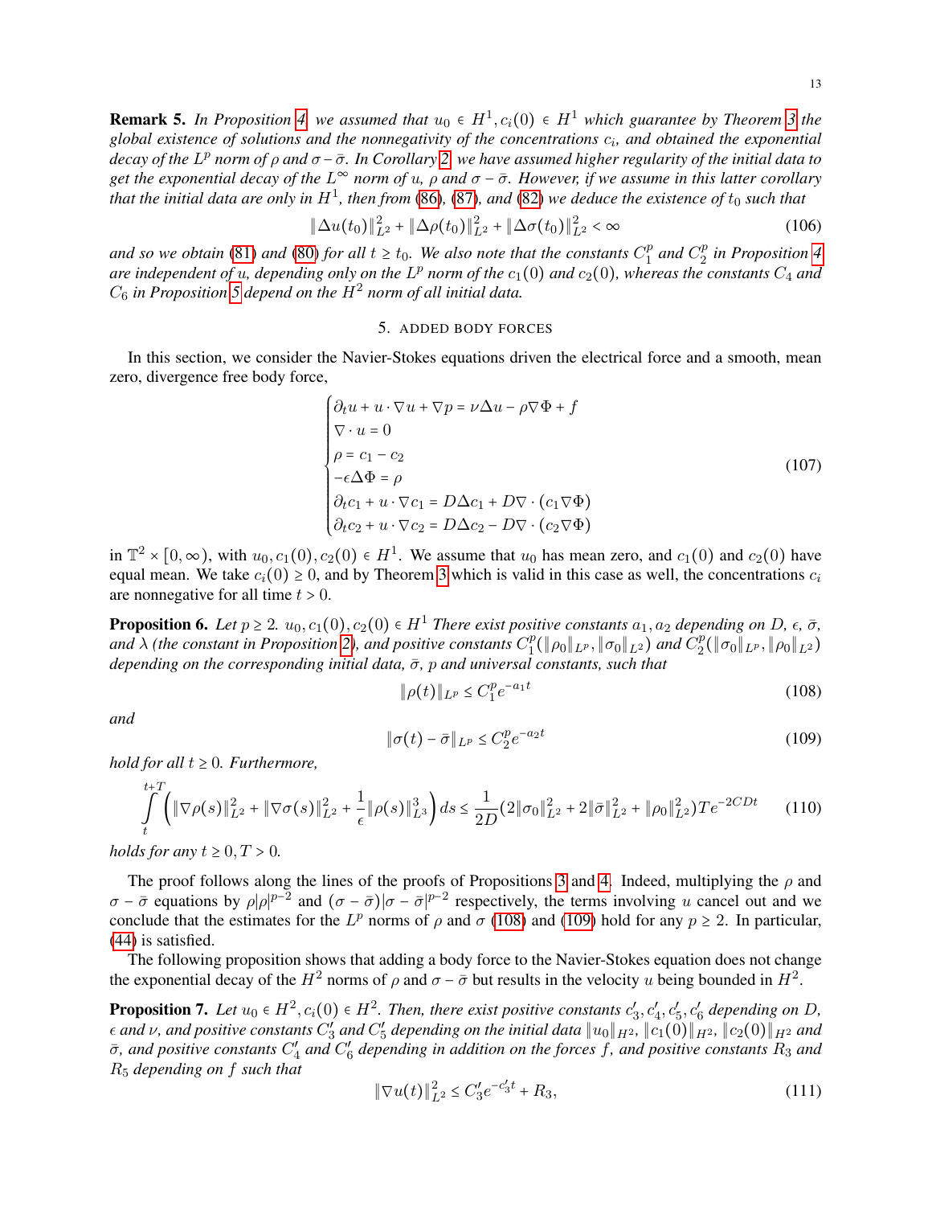**Remark 5.** *In Proposition 4, we assumed that $u_0 \in H^1, c_i(0) \in H^1$ which guarantee by Theorem 3 the global existence of solutions and the nonnegativity of the concentrations $c_i$, and obtained the exponential decay of the $L^p$ norm of $\rho$ and $\sigma - \bar{\sigma}$. In Corollary 2, we have assumed higher regularity of the initial data to get the exponential decay of the $L^\infty$ norm of $u$, $\rho$ and $\sigma - \bar{\sigma}$. However, if we assume in this latter corollary that the initial data are only in $H^1$, then from (86), (87), and (82) we deduce the existence of $t_0$ such that*

$$\|\Delta u(t_0)\|_{L^2}^2 + \|\Delta \rho(t_0)\|_{L^2}^2 + \|\Delta \sigma(t_0)\|_{L^2}^2 < \infty \tag{106}$$

*and so we obtain (81) and (80) for all $t \geq t_0$. We also note that the constants $C_1^p$ and $C_2^p$ in Proposition 4 are independent of $u$, depending only on the $L^p$ norm of the $c_1(0)$ and $c_2(0)$, whereas the constants $C_4$ and $C_6$ in Proposition 5 depend on the $H^2$ norm of all initial data.*

## 5. Added body forces

In this section, we consider the Navier-Stokes equations driven the electrical force and a smooth, mean zero, divergence free body force,

$$\begin{cases} \partial_t u + u \cdot \nabla u + \nabla p = \nu \Delta u - \rho \nabla \Phi + f \\ \nabla \cdot u = 0 \\ \rho = c_1 - c_2 \\ -\epsilon \Delta \Phi = \rho \\ \partial_t c_1 + u \cdot \nabla c_1 = D \Delta c_1 + D \nabla \cdot (c_1 \nabla \Phi) \\ \partial_t c_2 + u \cdot \nabla c_2 = D \Delta c_2 - D \nabla \cdot (c_2 \nabla \Phi) \end{cases} \tag{107}$$

in $\mathbb{T}^2 \times [0, \infty)$, with $u_0, c_1(0), c_2(0) \in H^1$. We assume that $u_0$ has mean zero, and $c_1(0)$ and $c_2(0)$ have equal mean. We take $c_i(0) \geq 0$, and by Theorem 3 which is valid in this case as well, the concentrations $c_i$ are nonnegative for all time $t > 0$.

**Proposition 6.** *Let $p \geq 2$. $u_0, c_1(0), c_2(0) \in H^1$ There exist positive constants $a_1, a_2$ depending on $D$, $\epsilon$, $\bar{\sigma}$, and $\lambda$ (the constant in Proposition 2), and positive constants $C_1^p(\|\rho_0\|_{L^p}, \|\sigma_0\|_{L^2})$ and $C_2^p(\|\sigma_0\|_{L^p}, \|\rho_0\|_{L^2})$ depending on the corresponding initial data, $\bar{\sigma}$, $p$ and universal constants, such that*

$$\|\rho(t)\|_{L^p} \leq C_1^p e^{-a_1 t} \tag{108}$$

*and*

$$\|\sigma(t) - \bar{\sigma}\|_{L^p} \leq C_2^p e^{-a_2 t} \tag{109}$$

*hold for all $t \geq 0$. Furthermore,*

$$\int_t^{t+T} \left( \|\nabla \rho(s)\|_{L^2}^2 + \|\nabla \sigma(s)\|_{L^2}^2 + \frac{1}{\epsilon}\|\rho(s)\|_{L^3}^3 \right) ds \leq \frac{1}{2D}(2\|\sigma_0\|_{L^2}^2 + 2\|\bar{\sigma}\|_{L^2}^2 + \|\rho_0\|_{L^2}^2) T e^{-2CDt} \tag{110}$$

*holds for any $t \geq 0, T > 0$.*

The proof follows along the lines of the proofs of Propositions 3 and 4. Indeed, multiplying the $\rho$ and $\sigma - \bar{\sigma}$ equations by $\rho|\rho|^{p-2}$ and $(\sigma - \bar{\sigma})|\sigma - \bar{\sigma}|^{p-2}$ respectively, the terms involving $u$ cancel out and we conclude that the estimates for the $L^p$ norms of $\rho$ and $\sigma$ (108) and (109) hold for any $p \geq 2$. In particular, (44) is satisfied.

The following proposition shows that adding a body force to the Navier-Stokes equation does not change the exponential decay of the $H^2$ norms of $\rho$ and $\sigma - \bar{\sigma}$ but results in the velocity $u$ being bounded in $H^2$.

**Proposition 7.** *Let $u_0 \in H^2, c_i(0) \in H^2$. Then, there exist positive constants $c_3', c_4', c_5', c_6'$ depending on $D$, $\epsilon$ and $\nu$, and positive constants $C_3'$ and $C_5'$ depending on the initial data $\|u_0\|_{H^2}$, $\|c_1(0)\|_{H^2}$, $\|c_2(0)\|_{H^2}$ and $\bar{\sigma}$, and positive constants $C_4'$ and $C_6'$ depending in addition on the forces $f$, and positive constants $R_3$ and $R_5$ depending on $f$ such that*

$$\|\nabla u(t)\|_{L^2}^2 \leq C_3' e^{-c_3' t} + R_3, \tag{111}$$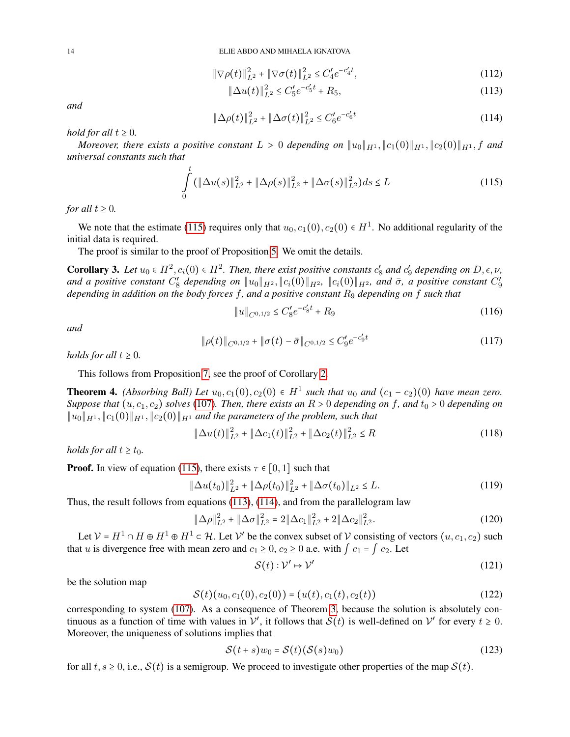$$\|\nabla \rho(t)\|_{L^2}^2 + \|\nabla \sigma(t)\|_{L^2}^2 \le C_4' e^{-c_4' t}, \tag{112}$$

$$\|\Delta u(t)\|_{L^2}^2 \le C_5' e^{-c_5' t} + R_5, \tag{113}$$

*and*

$$\|\Delta \rho(t)\|_{L^2}^2 + \|\Delta \sigma(t)\|_{L^2}^2 \le C_6' e^{-c_6' t} \tag{114}$$

*hold for all* $t \ge 0$.

*Moreover, there exists a positive constant* $L > 0$ *depending on* $\|u_0\|_{H^1}, \|c_1(0)\|_{H^1}, \|c_2(0)\|_{H^1}, f$ *and universal constants such that*

$$\int_0^t (\|\Delta u(s)\|_{L^2}^2 + \|\Delta \rho(s)\|_{L^2}^2 + \|\Delta \sigma(s)\|_{L^2}^2) ds \le L \tag{115}$$

*for all* $t \ge 0$.

We note that the estimate (115) requires only that $u_0, c_1(0), c_2(0) \in H^1$. No additional regularity of the initial data is required.

The proof is similar to the proof of Proposition 5. We omit the details.

**Corollary 3.** *Let* $u_0 \in H^2, c_i(0) \in H^2$. *Then, there exist positive constants* $c_8'$ *and* $c_9'$ *depending on* $D, \epsilon, \nu$, *and a positive constant* $C_8'$ *depending on* $\|u_0\|_{H^2}, \|c_i(0)\|_{H^2}$, $\|c_i(0)\|_{H^2}$, *and* $\bar{\sigma}$, *a positive constant* $C_9'$ *depending in addition on the body forces* $f$, *and a positive constant* $R_9$ *depending on* $f$ *such that*

$$\|u\|_{C^{0,1/2}} \le C_8' e^{-c_8' t} + R_9 \tag{116}$$

*and*

$$\|\rho(t)\|_{C^{0,1/2}} + \|\sigma(t) - \bar{\sigma}\|_{C^{0,1/2}} \le C_9' e^{-c_9' t} \tag{117}$$

*holds for all* $t \ge 0$.

This follows from Proposition 7, see the proof of Corollary 2.

**Theorem 4.** *(Absorbing Ball) Let* $u_0, c_1(0), c_2(0) \in H^1$ *such that* $u_0$ *and* $(c_1 - c_2)(0)$ *have mean zero. Suppose that* $(u, c_1, c_2)$ *solves* (107). *Then, there exists an* $R > 0$ *depending on* $f$, *and* $t_0 > 0$ *depending on* $\|u_0\|_{H^1}, \|c_1(0)\|_{H^1}, \|c_2(0)\|_{H^1}$ *and the parameters of the problem, such that*

$$\|\Delta u(t)\|_{L^2}^2 + \|\Delta c_1(t)\|_{L^2}^2 + \|\Delta c_2(t)\|_{L^2}^2 \le R \tag{118}$$

*holds for all* $t \ge t_0$.

**Proof.** In view of equation (115), there exists $\tau \in [0, 1]$ such that

$$\|\Delta u(t_0)\|_{L^2}^2 + \|\Delta \rho(t_0)\|_{L^2}^2 + \|\Delta \sigma(t_0)\|_{L^2} \le L. \tag{119}$$

Thus, the result follows from equations (113), (114), and from the parallelogram law

$$\|\Delta \rho\|_{L^2}^2 + \|\Delta \sigma\|_{L^2}^2 = 2\|\Delta c_1\|_{L^2}^2 + 2\|\Delta c_2\|_{L^2}^2. \tag{120}$$

Let $\mathcal{V} = H^1 \cap H \oplus H^1 \oplus H^1 \subset \mathcal{H}$. Let $\mathcal{V}'$ be the convex subset of $\mathcal{V}$ consisting of vectors $(u, c_1, c_2)$ such that $u$ is divergence free with mean zero and $c_1 \ge 0$, $c_2 \ge 0$ a.e. with $\int c_1 = \int c_2$. Let

$$\mathcal{S}(t) : \mathcal{V}' \mapsto \mathcal{V}' \tag{121}$$

be the solution map

$$\mathcal{S}(t)(u_0, c_1(0), c_2(0)) = (u(t), c_1(t), c_2(t)) \tag{122}$$

corresponding to system (107). As a consequence of Theorem 3, because the solution is absolutely continuous as a function of time with values in $\mathcal{V}'$, it follows that $\mathcal{S}(t)$ is well-defined on $\mathcal{V}'$ for every $t \ge 0$. Moreover, the uniqueness of solutions implies that

$$\mathcal{S}(t + s) w_0 = \mathcal{S}(t)(\mathcal{S}(s) w_0) \tag{123}$$

for all $t, s \ge 0$, i.e., $\mathcal{S}(t)$ is a semigroup. We proceed to investigate other properties of the map $\mathcal{S}(t)$.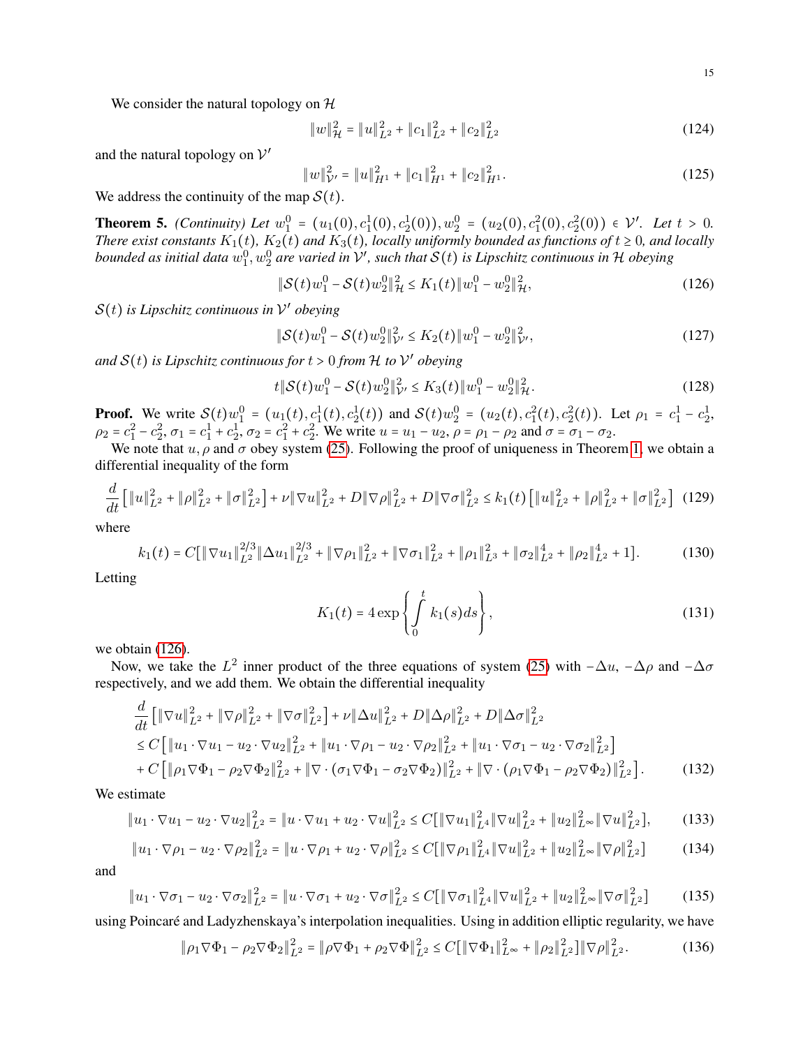We consider the natural topology on $\mathcal{H}$

$$\|w\|_{\mathcal{H}}^2 = \|u\|_{L^2}^2 + \|c_1\|_{L^2}^2 + \|c_2\|_{L^2}^2 \tag{124}$$

and the natural topology on $\mathcal{V}'$

$$\|w\|_{\mathcal{V}'}^2 = \|u\|_{H^1}^2 + \|c_1\|_{H^1}^2 + \|c_2\|_{H^1}^2. \tag{125}$$

We address the continuity of the map $\mathcal{S}(t)$.

**Theorem 5.** *(Continuity) Let $w_1^0 = (u_1(0), c_1^1(0), c_2^1(0)), w_2^0 = (u_2(0), c_1^2(0), c_2^2(0)) \in \mathcal{V}'$. Let $t > 0$. There exist constants $K_1(t)$, $K_2(t)$ and $K_3(t)$, locally uniformly bounded as functions of $t \geq 0$, and locally bounded as initial data $w_1^0, w_2^0$ are varied in $\mathcal{V}'$, such that $\mathcal{S}(t)$ is Lipschitz continuous in $\mathcal{H}$ obeying*

$$\|\mathcal{S}(t)w_1^0 - \mathcal{S}(t)w_2^0\|_{\mathcal{H}}^2 \leq K_1(t)\|w_1^0 - w_2^0\|_{\mathcal{H}}^2, \tag{126}$$

*$\mathcal{S}(t)$ is Lipschitz continuous in $\mathcal{V}'$ obeying*

$$\|\mathcal{S}(t)w_1^0 - \mathcal{S}(t)w_2^0\|_{\mathcal{V}'}^2 \leq K_2(t)\|w_1^0 - w_2^0\|_{\mathcal{V}'}^2, \tag{127}$$

*and $\mathcal{S}(t)$ is Lipschitz continuous for $t > 0$ from $\mathcal{H}$ to $\mathcal{V}'$ obeying*

$$t\|\mathcal{S}(t)w_1^0 - \mathcal{S}(t)w_2^0\|_{\mathcal{V}'}^2 \leq K_3(t)\|w_1^0 - w_2^0\|_{\mathcal{H}}^2. \tag{128}$$

**Proof.** We write $\mathcal{S}(t)w_1^0 = (u_1(t), c_1^1(t), c_2^1(t))$ and $\mathcal{S}(t)w_2^0 = (u_2(t), c_1^2(t), c_2^2(t))$. Let $\rho_1 = c_1^1 - c_2^1$, $\rho_2 = c_1^2 - c_2^2$, $\sigma_1 = c_1^1 + c_2^1$, $\sigma_2 = c_1^2 + c_2^2$. We write $u = u_1 - u_2$, $\rho = \rho_1 - \rho_2$ and $\sigma = \sigma_1 - \sigma_2$.

We note that $u, \rho$ and $\sigma$ obey system (25). Following the proof of uniqueness in Theorem 1, we obtain a differential inequality of the form

$$\frac{d}{dt}\left[\|u\|_{L^2}^2 + \|\rho\|_{L^2}^2 + \|\sigma\|_{L^2}^2\right] + \nu\|\nabla u\|_{L^2}^2 + D\|\nabla\rho\|_{L^2}^2 + D\|\nabla\sigma\|_{L^2}^2 \leq k_1(t)\left[\|u\|_{L^2}^2 + \|\rho\|_{L^2}^2 + \|\sigma\|_{L^2}^2\right] \tag{129}$$

where

$$k_1(t) = C[\|\nabla u_1\|_{L^2}^{2/3}\|\Delta u_1\|_{L^2}^{2/3} + \|\nabla\rho_1\|_{L^2}^2 + \|\nabla\sigma_1\|_{L^2}^2 + \|\rho_1\|_{L^3}^2 + \|\sigma_2\|_{L^2}^4 + \|\rho_2\|_{L^2}^4 + 1]. \tag{130}$$

Letting

$$K_1(t) = 4\exp\left\{\int_0^t k_1(s)ds\right\}, \tag{131}$$

we obtain (126).

Now, we take the $L^2$ inner product of the three equations of system (25) with $-\Delta u$, $-\Delta\rho$ and $-\Delta\sigma$ respectively, and we add them. We obtain the differential inequality

$$\begin{aligned}
&\frac{d}{dt}\left[\|\nabla u\|_{L^2}^2 + \|\nabla\rho\|_{L^2}^2 + \|\nabla\sigma\|_{L^2}^2\right] + \nu\|\Delta u\|_{L^2}^2 + D\|\Delta\rho\|_{L^2}^2 + D\|\Delta\sigma\|_{L^2}^2 \\
&\leq C\left[\|u_1\cdot\nabla u_1 - u_2\cdot\nabla u_2\|_{L^2}^2 + \|u_1\cdot\nabla\rho_1 - u_2\cdot\nabla\rho_2\|_{L^2}^2 + \|u_1\cdot\nabla\sigma_1 - u_2\cdot\nabla\sigma_2\|_{L^2}^2\right] \\
&+ C\left[\|\rho_1\nabla\Phi_1 - \rho_2\nabla\Phi_2\|_{L^2}^2 + \|\nabla\cdot(\sigma_1\nabla\Phi_1 - \sigma_2\nabla\Phi_2)\|_{L^2}^2 + \|\nabla\cdot(\rho_1\nabla\Phi_1 - \rho_2\nabla\Phi_2)\|_{L^2}^2\right].
\end{aligned} \tag{132}$$

We estimate

$$\|u_1\cdot\nabla u_1 - u_2\cdot\nabla u_2\|_{L^2}^2 = \|u\cdot\nabla u_1 + u_2\cdot\nabla u\|_{L^2}^2 \leq C[\|\nabla u_1\|_{L^4}^2\|\nabla u\|_{L^2}^2 + \|u_2\|_{L^\infty}^2\|\nabla u\|_{L^2}^2], \tag{133}$$

$$\|u_1\cdot\nabla\rho_1 - u_2\cdot\nabla\rho_2\|_{L^2}^2 = \|u\cdot\nabla\rho_1 + u_2\cdot\nabla\rho\|_{L^2}^2 \leq C[\|\nabla\rho_1\|_{L^4}^2\|\nabla u\|_{L^2}^2 + \|u_2\|_{L^\infty}^2\|\nabla\rho\|_{L^2}^2] \tag{134}$$

and

$$\|u_1\cdot\nabla\sigma_1 - u_2\cdot\nabla\sigma_2\|_{L^2}^2 = \|u\cdot\nabla\sigma_1 + u_2\cdot\nabla\sigma\|_{L^2}^2 \leq C[\|\nabla\sigma_1\|_{L^4}^2\|\nabla u\|_{L^2}^2 + \|u_2\|_{L^\infty}^2\|\nabla\sigma\|_{L^2}^2] \tag{135}$$

using Poincaré and Ladyzhenskaya's interpolation inequalities. Using in addition elliptic regularity, we have

$$\|\rho_1\nabla\Phi_1 - \rho_2\nabla\Phi_2\|_{L^2}^2 = \|\rho\nabla\Phi_1 + \rho_2\nabla\Phi\|_{L^2}^2 \leq C[\|\nabla\Phi_1\|_{L^\infty}^2 + \|\rho_2\|_{L^2}^2]\|\nabla\rho\|_{L^2}^2. \tag{136}$$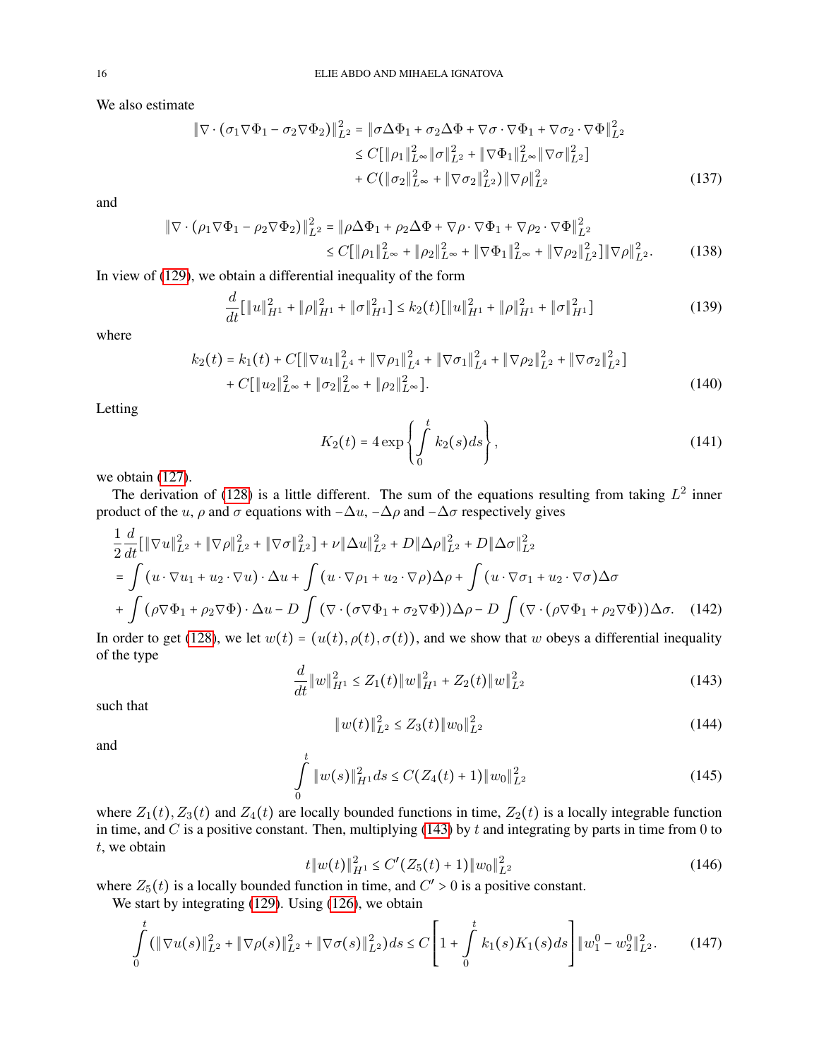We also estimate

$$
\begin{aligned}
\|\nabla \cdot (\sigma_1 \nabla \Phi_1 - \sigma_2 \nabla \Phi_2)\|_{L^2}^2 &= \|\sigma \Delta \Phi_1 + \sigma_2 \Delta \Phi + \nabla \sigma \cdot \nabla \Phi_1 + \nabla \sigma_2 \cdot \nabla \Phi\|_{L^2}^2 \\
&\le C[\|\rho_1\|_{L^\infty}^2 \|\sigma\|_{L^2}^2 + \|\nabla \Phi_1\|_{L^\infty}^2 \|\nabla \sigma\|_{L^2}^2] \\
&\quad + C(\|\sigma_2\|_{L^\infty}^2 + \|\nabla \sigma_2\|_{L^2}^2)\|\nabla \rho\|_{L^2}^2
\end{aligned} \tag{137}
$$

and

$$
\begin{aligned}
\|\nabla \cdot (\rho_1 \nabla \Phi_1 - \rho_2 \nabla \Phi_2)\|_{L^2}^2 &= \|\rho \Delta \Phi_1 + \rho_2 \Delta \Phi + \nabla \rho \cdot \nabla \Phi_1 + \nabla \rho_2 \cdot \nabla \Phi\|_{L^2}^2 \\
&\le C[\|\rho_1\|_{L^\infty}^2 + \|\rho_2\|_{L^\infty}^2 + \|\nabla \Phi_1\|_{L^\infty}^2 + \|\nabla \rho_2\|_{L^2}^2]\|\nabla \rho\|_{L^2}^2.
\end{aligned} \tag{138}
$$

In view of (129), we obtain a differential inequality of the form

$$
\frac{d}{dt}[\|u\|_{H^1}^2 + \|\rho\|_{H^1}^2 + \|\sigma\|_{H^1}^2] \le k_2(t)[\|u\|_{H^1}^2 + \|\rho\|_{H^1}^2 + \|\sigma\|_{H^1}^2] \tag{139}
$$

where

$$
\begin{aligned}
k_2(t) = k_1(t) + C[\|\nabla u_1\|_{L^4}^2 + \|\nabla \rho_1\|_{L^4}^2 + \|\nabla \sigma_1\|_{L^4}^2 + \|\nabla \rho_2\|_{L^2}^2 + \|\nabla \sigma_2\|_{L^2}^2] \\
+ C[\|u_2\|_{L^\infty}^2 + \|\sigma_2\|_{L^\infty}^2 + \|\rho_2\|_{L^\infty}^2].
\end{aligned} \tag{140}
$$

Letting

$$
K_2(t) = 4 \exp\left\{ \int_0^t k_2(s) ds \right\}, \tag{141}
$$

we obtain (127).

The derivation of (128) is a little different. The sum of the equations resulting from taking $L^2$ inner product of the $u$, $\rho$ and $\sigma$ equations with $-\Delta u$, $-\Delta \rho$ and $-\Delta \sigma$ respectively gives

$$
\begin{aligned}
&\frac{1}{2}\frac{d}{dt}[\|\nabla u\|_{L^2}^2 + \|\nabla \rho\|_{L^2}^2 + \|\nabla \sigma\|_{L^2}^2] + \nu \|\Delta u\|_{L^2}^2 + D\|\Delta \rho\|_{L^2}^2 + D\|\Delta \sigma\|_{L^2}^2 \\
&= \int (u \cdot \nabla u_1 + u_2 \cdot \nabla u) \cdot \Delta u + \int (u \cdot \nabla \rho_1 + u_2 \cdot \nabla \rho)\Delta \rho + \int (u \cdot \nabla \sigma_1 + u_2 \cdot \nabla \sigma)\Delta \sigma \\
&+ \int (\rho \nabla \Phi_1 + \rho_2 \nabla \Phi) \cdot \Delta u - D \int (\nabla \cdot (\sigma \nabla \Phi_1 + \sigma_2 \nabla \Phi))\Delta \rho - D \int (\nabla \cdot (\rho \nabla \Phi_1 + \rho_2 \nabla \Phi))\Delta \sigma.
\end{aligned} \tag{142}
$$

In order to get (128), we let $w(t) = (u(t), \rho(t), \sigma(t))$, and we show that $w$ obeys a differential inequality of the type

$$
\frac{d}{dt}\|w\|_{H^1}^2 \le Z_1(t)\|w\|_{H^1}^2 + Z_2(t)\|w\|_{L^2}^2 \tag{143}
$$

such that

$$
\|w(t)\|_{L^2}^2 \le Z_3(t)\|w_0\|_{L^2}^2 \tag{144}
$$

and

$$
\int_0^t \|w(s)\|_{H^1}^2 ds \le C(Z_4(t) + 1)\|w_0\|_{L^2}^2 \tag{145}
$$

where $Z_1(t), Z_3(t)$ and $Z_4(t)$ are locally bounded functions in time, $Z_2(t)$ is a locally integrable function in time, and $C$ is a positive constant. Then, multiplying (143) by $t$ and integrating by parts in time from 0 to $t$, we obtain

$$
t\|w(t)\|_{H^1}^2 \le C'(Z_5(t) + 1)\|w_0\|_{L^2}^2 \tag{146}
$$

where $Z_5(t)$ is a locally bounded function in time, and $C' > 0$ is a positive constant.

We start by integrating (129). Using (126), we obtain

$$
\int_0^t (\|\nabla u(s)\|_{L^2}^2 + \|\nabla \rho(s)\|_{L^2}^2 + \|\nabla \sigma(s)\|_{L^2}^2) ds \le C\left[1 + \int_0^t k_1(s)K_1(s) ds\right]\|w_1^0 - w_2^0\|_{L^2}^2. \tag{147}
$$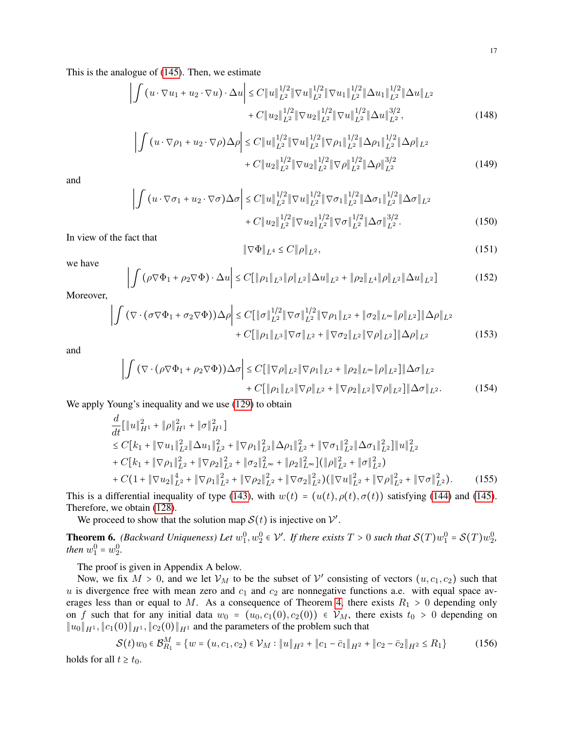This is the analogue of (145). Then, we estimate

$$
\begin{aligned}
\left|\int (u\cdot\nabla u_1 + u_2\cdot\nabla u)\cdot\Delta u\right| &\le C\|u\|_{L^2}^{1/2}\|\nabla u\|_{L^2}^{1/2}\|\nabla u_1\|_{L^2}^{1/2}\|\Delta u_1\|_{L^2}^{1/2}\|\Delta u\|_{L^2}\\
&\quad + C\|u_2\|_{L^2}^{1/2}\|\nabla u_2\|_{L^2}^{1/2}\|\nabla u\|_{L^2}^{1/2}\|\Delta u\|_{L^2}^{3/2},
\end{aligned}
\tag{148}
$$

$$
\begin{aligned}
\left|\int (u\cdot\nabla \rho_1 + u_2\cdot\nabla \rho)\Delta \rho\right| &\le C\|u\|_{L^2}^{1/2}\|\nabla u\|_{L^2}^{1/2}\|\nabla \rho_1\|_{L^2}^{1/2}\|\Delta \rho_1\|_{L^2}^{1/2}\|\Delta \rho\|_{L^2}\\
&\quad + C\|u_2\|_{L^2}^{1/2}\|\nabla u_2\|_{L^2}^{1/2}\|\nabla \rho\|_{L^2}^{1/2}\|\Delta \rho\|_{L^2}^{3/2}
\end{aligned}
\tag{149}
$$

and

$$
\begin{aligned}
\left|\int (u\cdot\nabla \sigma_1 + u_2\cdot\nabla \sigma)\Delta \sigma\right| &\le C\|u\|_{L^2}^{1/2}\|\nabla u\|_{L^2}^{1/2}\|\nabla \sigma_1\|_{L^2}^{1/2}\|\Delta \sigma_1\|_{L^2}^{1/2}\|\Delta \sigma\|_{L^2}\\
&\quad + C\|u_2\|_{L^2}^{1/2}\|\nabla u_2\|_{L^2}^{1/2}\|\nabla \sigma\|_{L^2}^{1/2}\|\Delta \sigma\|_{L^2}^{3/2}.
\end{aligned}
\tag{150}
$$

In view of the fact that

$$
\|\nabla\Phi\|_{L^4} \le C\|\rho\|_{L^2},
\tag{151}
$$

we have

$$
\left|\int (\rho\nabla\Phi_1 + \rho_2\nabla\Phi)\cdot\Delta u\right| \le C[\|\rho_1\|_{L^3}\|\rho\|_{L^2}\|\Delta u\|_{L^2} + \|\rho_2\|_{L^4}\|\rho\|_{L^2}\|\Delta u\|_{L^2}]
\tag{152}
$$

Moreover,

$$
\begin{aligned}
\left|\int (\nabla\cdot(\sigma\nabla\Phi_1 + \sigma_2\nabla\Phi))\Delta\rho\right| &\le C[\|\sigma\|_{L^2}^{1/2}\|\nabla\sigma\|_{L^2}^{1/2}\|\nabla\rho_1\|_{L^2} + \|\sigma_2\|_{L^\infty}\|\rho\|_{L^2}]\|\Delta\rho\|_{L^2}\\
&\quad + C[\|\rho_1\|_{L^3}\|\nabla\sigma\|_{L^2} + \|\nabla\sigma_2\|_{L^2}\|\nabla\rho\|_{L^2}]\|\Delta\rho\|_{L^2}
\end{aligned}
\tag{153}
$$

and

$$
\begin{aligned}
\left|\int (\nabla\cdot(\rho\nabla\Phi_1 + \rho_2\nabla\Phi))\Delta\sigma\right| &\le C[\|\nabla\rho\|_{L^2}\|\nabla\rho_1\|_{L^2} + \|\rho_2\|_{L^\infty}\|\rho\|_{L^2}]\|\Delta\sigma\|_{L^2}\\
&\quad + C[\|\rho_1\|_{L^3}\|\nabla\rho\|_{L^2} + \|\nabla\rho_2\|_{L^2}\|\nabla\rho\|_{L^2}]\|\Delta\sigma\|_{L^2}.
\end{aligned}
\tag{154}
$$

We apply Young's inequality and we use (129) to obtain

$$
\begin{aligned}
&\frac{d}{dt}[\|u\|_{H^1}^2 + \|\rho\|_{H^1}^2 + \|\sigma\|_{H^1}^2]\\
&\le C[k_1 + \|\nabla u_1\|_{L^2}^2\|\Delta u_1\|_{L^2}^2 + \|\nabla\rho_1\|_{L^2}^2\|\Delta\rho_1\|_{L^2}^2 + \|\nabla\sigma_1\|_{L^2}^2\|\Delta\sigma_1\|_{L^2}^2]\|u\|_{L^2}^2\\
&+ C[k_1 + \|\nabla\rho_1\|_{L^2}^2 + \|\nabla\rho_2\|_{L^2}^2 + \|\sigma_2\|_{L^\infty}^2 + \|\rho_2\|_{L^\infty}^2](\|\rho\|_{L^2}^2 + \|\sigma\|_{L^2}^2)\\
&+ C(1 + \|\nabla u_2\|_{L^2}^4 + \|\nabla\rho_1\|_{L^2}^2 + \|\nabla\rho_2\|_{L^2}^2 + \|\nabla\sigma_2\|_{L^2}^2)(\|\nabla u\|_{L^2}^2 + \|\nabla\rho\|_{L^2}^2 + \|\nabla\sigma\|_{L^2}^2).
\end{aligned}
\tag{155}
$$

This is a differential inequality of type (143), with $w(t) = (u(t), \rho(t), \sigma(t))$ satisfying (144) and (145). Therefore, we obtain (128).

We proceed to show that the solution map $\mathcal{S}(t)$ is injective on $\mathcal{V}'$.

**Theorem 6.** *(Backward Uniqueness) Let $w_1^0, w_2^0 \in \mathcal{V}'$. If there exists $T > 0$ such that $\mathcal{S}(T)w_1^0 = \mathcal{S}(T)w_2^0$, then $w_1^0 = w_2^0$.*

The proof is given in Appendix A below.

Now, we fix $M > 0$, and we let $\mathcal{V}_M$ to be the subset of $\mathcal{V}'$ consisting of vectors $(u, c_1, c_2)$ such that $u$ is divergence free with mean zero and $c_1$ and $c_2$ are nonnegative functions a.e. with equal space averages less than or equal to $M$. As a consequence of Theorem 4, there exists $R_1 > 0$ depending only on $f$ such that for any initial data $w_0 = (u_0, c_1(0), c_2(0)) \in \mathcal{V}_M$, there exists $t_0 > 0$ depending on $\|u_0\|_{H^1}, \|c_1(0)\|_{H^1}, \|c_2(0)\|_{H^1}$ and the parameters of the problem such that

$$
\mathcal{S}(t)w_0 \in \mathcal{B}_{R_1}^M = \{w = (u, c_1, c_2) \in \mathcal{V}_M : \|u\|_{H^2} + \|c_1 - \bar{c}_1\|_{H^2} + \|c_2 - \bar{c}_2\|_{H^2} \le R_1\}
\tag{156}
$$

holds for all $t \ge t_0$.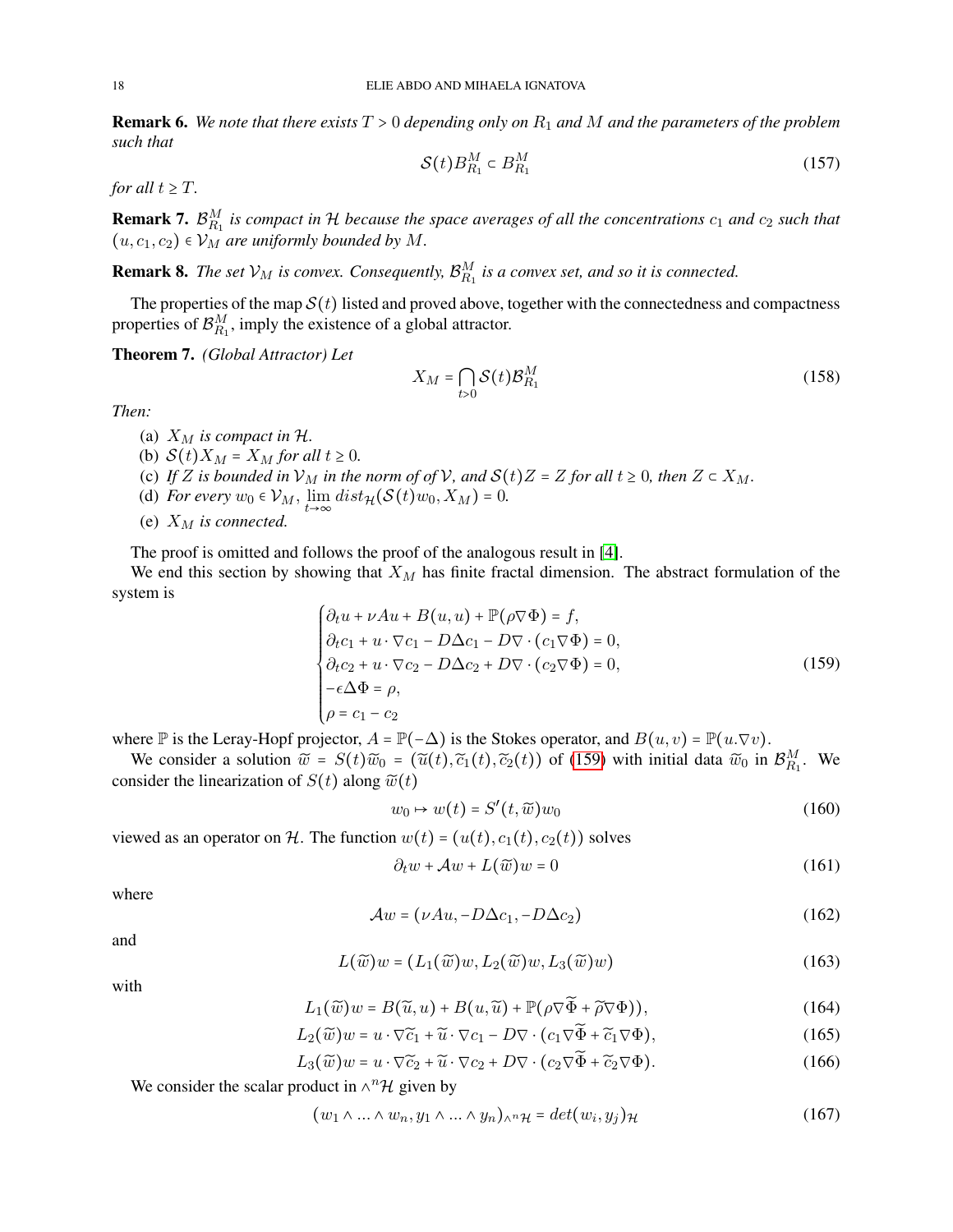**Remark 6.** *We note that there exists $T > 0$ depending only on $R_1$ and $M$ and the parameters of the problem such that*

$$\mathcal{S}(t)B_{R_1}^M \subset B_{R_1}^M \tag{157}$$

*for all $t \geq T$.*

**Remark 7.** *$\mathcal{B}_{R_1}^M$ is compact in $\mathcal{H}$ because the space averages of all the concentrations $c_1$ and $c_2$ such that $(u, c_1, c_2) \in \mathcal{V}_M$ are uniformly bounded by $M$.*

**Remark 8.** *The set $\mathcal{V}_M$ is convex. Consequently, $\mathcal{B}_{R_1}^M$ is a convex set, and so it is connected.*

The properties of the map $\mathcal{S}(t)$ listed and proved above, together with the connectedness and compactness properties of $\mathcal{B}_{R_1}^M$, imply the existence of a global attractor.

**Theorem 7.** *(Global Attractor) Let*

$$X_M = \bigcap_{t>0} \mathcal{S}(t)\mathcal{B}_{R_1}^M \tag{158}$$

*Then:*

(a) *$X_M$ is compact in $\mathcal{H}$.*
(b) *$\mathcal{S}(t)X_M = X_M$ for all $t \geq 0$.*
(c) *If $Z$ is bounded in $\mathcal{V}_M$ in the norm of of $\mathcal{V}$, and $\mathcal{S}(t)Z = Z$ for all $t \geq 0$, then $Z \subset X_M$.*
(d) *For every $w_0 \in \mathcal{V}_M$, $\lim_{t\to\infty} dist_{\mathcal{H}}(\mathcal{S}(t)w_0, X_M) = 0$.*
(e) *$X_M$ is connected.*

The proof is omitted and follows the proof of the analogous result in [4].

We end this section by showing that $X_M$ has finite fractal dimension. The abstract formulation of the system is

$$\begin{cases} \partial_t u + \nu A u + B(u,u) + \mathbb{P}(\rho\nabla\Phi) = f, \\ \partial_t c_1 + u\cdot\nabla c_1 - D\Delta c_1 - D\nabla\cdot(c_1\nabla\Phi) = 0, \\ \partial_t c_2 + u\cdot\nabla c_2 - D\Delta c_2 + D\nabla\cdot(c_2\nabla\Phi) = 0, \\ -\epsilon\Delta\Phi = \rho, \\ \rho = c_1 - c_2 \end{cases} \tag{159}$$

where $\mathbb{P}$ is the Leray-Hopf projector, $A = \mathbb{P}(-\Delta)$ is the Stokes operator, and $B(u,v) = \mathbb{P}(u.\nabla v)$.

We consider a solution $\widetilde{w} = S(t)\widetilde{w}_0 = (\widetilde{u}(t), \widetilde{c}_1(t), \widetilde{c}_2(t))$ of (159) with initial data $\widetilde{w}_0$ in $\mathcal{B}_{R_1}^M$. We consider the linearization of $S(t)$ along $\widetilde{w}(t)$

$$w_0 \mapsto w(t) = S'(t, \widetilde{w})w_0 \tag{160}$$

viewed as an operator on $\mathcal{H}$. The function $w(t) = (u(t), c_1(t), c_2(t))$ solves

$$\partial_t w + \mathcal{A}w + L(\widetilde{w})w = 0 \tag{161}$$

where

$$\mathcal{A}w = (\nu A u, -D\Delta c_1, -D\Delta c_2) \tag{162}$$

and

$$L(\widetilde{w})w = (L_1(\widetilde{w})w, L_2(\widetilde{w})w, L_3(\widetilde{w})w) \tag{163}$$

with

$$L_1(\widetilde{w})w = B(\widetilde{u}, u) + B(u, \widetilde{u}) + \mathbb{P}(\rho\nabla\widetilde{\Phi} + \widetilde{\rho}\nabla\Phi)), \tag{164}$$

$$L_2(\widetilde{w})w = u\cdot\nabla\widetilde{c}_1 + \widetilde{u}\cdot\nabla c_1 - D\nabla\cdot(c_1\nabla\widetilde{\Phi} + \widetilde{c}_1\nabla\Phi), \tag{165}$$

$$L_3(\widetilde{w})w = u\cdot\nabla\widetilde{c}_2 + \widetilde{u}\cdot\nabla c_2 + D\nabla\cdot(c_2\nabla\widetilde{\Phi} + \widetilde{c}_2\nabla\Phi). \tag{166}$$

We consider the scalar product in $\wedge^n\mathcal{H}$ given by

$$(w_1 \wedge ... \wedge w_n, y_1 \wedge ... \wedge y_n)_{\wedge^n\mathcal{H}} = det(w_i, y_j)_{\mathcal{H}} \tag{167}$$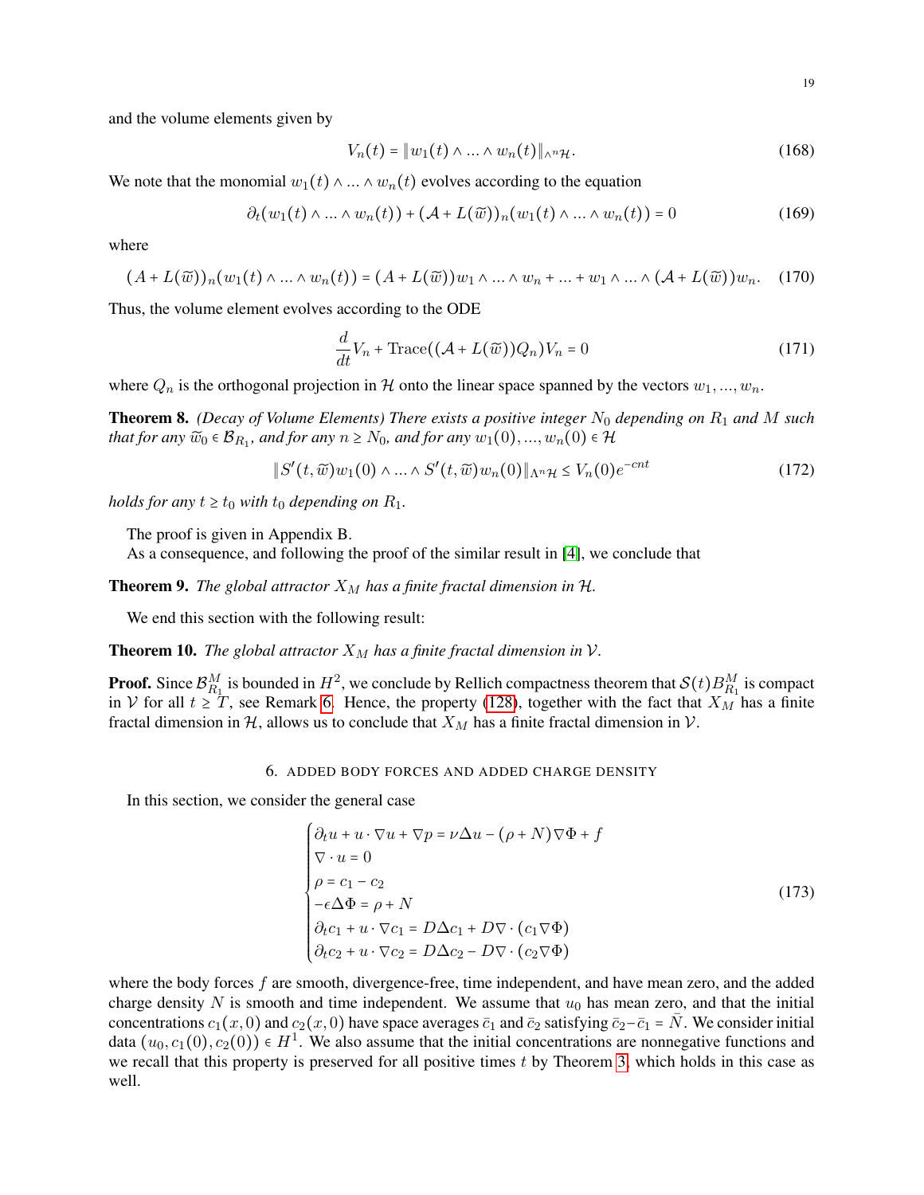and the volume elements given by

$$V_n(t) = \|w_1(t) \wedge \dots \wedge w_n(t)\|_{\wedge^n \mathcal{H}}. \tag{168}$$

We note that the monomial $w_1(t) \wedge \dots \wedge w_n(t)$ evolves according to the equation

$$\partial_t (w_1(t) \wedge \dots \wedge w_n(t)) + (\mathcal{A} + L(\widetilde{w}))_n (w_1(t) \wedge \dots \wedge w_n(t)) = 0 \tag{169}$$

where

$$(A + L(\widetilde{w}))_n (w_1(t) \wedge \dots \wedge w_n(t)) = (A + L(\widetilde{w})) w_1 \wedge \dots \wedge w_n + \dots + w_1 \wedge \dots \wedge (\mathcal{A} + L(\widetilde{w})) w_n. \tag{170}$$

Thus, the volume element evolves according to the ODE

$$\frac{d}{dt} V_n + \mathrm{Trace}((\mathcal{A} + L(\widetilde{w})) Q_n) V_n = 0 \tag{171}$$

where $Q_n$ is the orthogonal projection in $\mathcal{H}$ onto the linear space spanned by the vectors $w_1, \dots, w_n$.

**Theorem 8.** *(Decay of Volume Elements) There exists a positive integer $N_0$ depending on $R_1$ and $M$ such that for any $\widetilde{w}_0 \in \mathcal{B}_{R_1}$, and for any $n \geq N_0$, and for any $w_1(0), \dots, w_n(0) \in \mathcal{H}$*

$$\|S'(t, \widetilde{w}) w_1(0) \wedge \dots \wedge S'(t, \widetilde{w}) w_n(0)\|_{\Lambda^n \mathcal{H}} \leq V_n(0) e^{-cnt} \tag{172}$$

*holds for any $t \geq t_0$ with $t_0$ depending on $R_1$.*

The proof is given in Appendix B.

As a consequence, and following the proof of the similar result in [4], we conclude that

**Theorem 9.** *The global attractor $X_M$ has a finite fractal dimension in $\mathcal{H}$.*

We end this section with the following result:

**Theorem 10.** *The global attractor $X_M$ has a finite fractal dimension in $\mathcal{V}$.*

**Proof.** Since $\mathcal{B}_{R_1}^M$ is bounded in $H^2$, we conclude by Rellich compactness theorem that $\mathcal{S}(t) B_{R_1}^M$ is compact in $\mathcal{V}$ for all $t \geq T$, see Remark 6. Hence, the property (128), together with the fact that $X_M$ has a finite fractal dimension in $\mathcal{H}$, allows us to conclude that $X_M$ has a finite fractal dimension in $\mathcal{V}$.

## 6. Added body forces and added charge density

In this section, we consider the general case

$$\begin{cases} \partial_t u + u \cdot \nabla u + \nabla p = \nu \Delta u - (\rho + N) \nabla \Phi + f \\ \nabla \cdot u = 0 \\ \rho = c_1 - c_2 \\ -\epsilon \Delta \Phi = \rho + N \\ \partial_t c_1 + u \cdot \nabla c_1 = D \Delta c_1 + D \nabla \cdot (c_1 \nabla \Phi) \\ \partial_t c_2 + u \cdot \nabla c_2 = D \Delta c_2 - D \nabla \cdot (c_2 \nabla \Phi) \end{cases} \tag{173}$$

where the body forces $f$ are smooth, divergence-free, time independent, and have mean zero, and the added charge density $N$ is smooth and time independent. We assume that $u_0$ has mean zero, and that the initial concentrations $c_1(x, 0)$ and $c_2(x, 0)$ have space averages $\bar{c}_1$ and $\bar{c}_2$ satisfying $\bar{c}_2 - \bar{c}_1 = \bar{N}$. We consider initial data $(u_0, c_1(0), c_2(0)) \in H^1$. We also assume that the initial concentrations are nonnegative functions and we recall that this property is preserved for all positive times $t$ by Theorem 3, which holds in this case as well.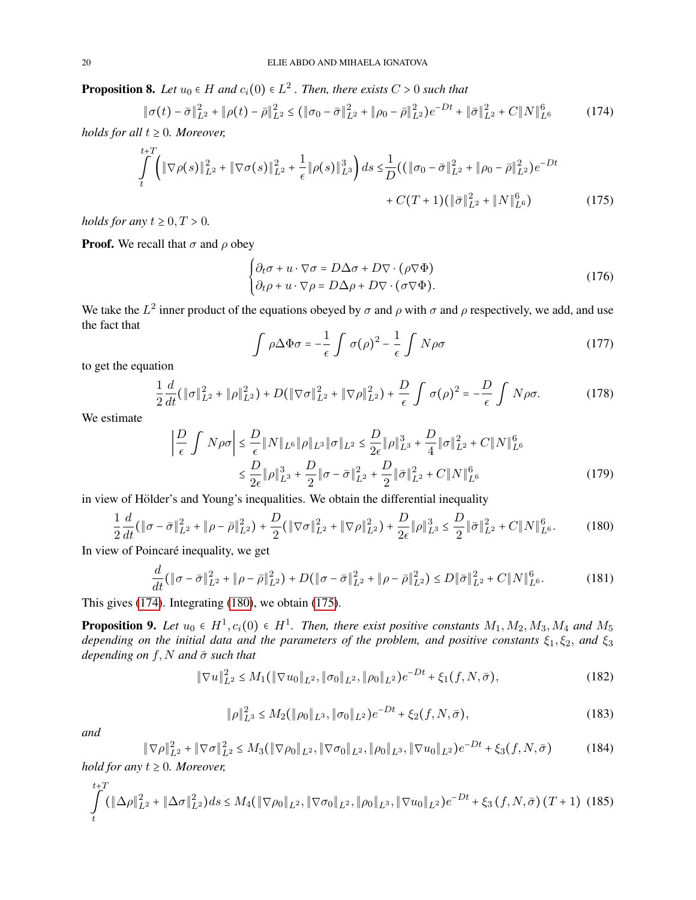**Proposition 8.** *Let $u_0 \in H$ and $c_i(0) \in L^2$. Then, there exists $C > 0$ such that*

$$\|\sigma(t) - \bar{\sigma}\|_{L^2}^2 + \|\rho(t) - \bar{\rho}\|_{L^2}^2 \le (\|\sigma_0 - \bar{\sigma}\|_{L^2}^2 + \|\rho_0 - \bar{\rho}\|_{L^2}^2)e^{-Dt} + \|\bar{\sigma}\|_{L^2}^2 + C\|N\|_{L^6}^6 \tag{174}$$

*holds for all $t \ge 0$. Moreover,*

$$\int_t^{t+T} \left( \|\nabla \rho(s)\|_{L^2}^2 + \|\nabla \sigma(s)\|_{L^2}^2 + \frac{1}{\epsilon}\|\rho(s)\|_{L^3}^3 \right) ds \le \frac{1}{D}((\|\sigma_0 - \bar{\sigma}\|_{L^2}^2 + \|\rho_0 - \bar{\rho}\|_{L^2}^2)e^{-Dt} + C(T+1)(\|\bar{\sigma}\|_{L^2}^2 + \|N\|_{L^6}^6) \tag{175}$$

*holds for any $t \ge 0, T > 0$.*

**Proof.** We recall that $\sigma$ and $\rho$ obey

$$\begin{cases} \partial_t \sigma + u \cdot \nabla \sigma = D\Delta\sigma + D\nabla \cdot (\rho \nabla \Phi) \\ \partial_t \rho + u \cdot \nabla \rho = D\Delta \rho + D\nabla \cdot (\sigma \nabla \Phi). \end{cases} \tag{176}$$

We take the $L^2$ inner product of the equations obeyed by $\sigma$ and $\rho$ with $\sigma$ and $\rho$ respectively, we add, and use the fact that

$$\int \rho \Delta \Phi \sigma = -\frac{1}{\epsilon}\int \sigma(\rho)^2 - \frac{1}{\epsilon}\int N\rho\sigma \tag{177}$$

to get the equation

$$\frac{1}{2}\frac{d}{dt}(\|\sigma\|_{L^2}^2 + \|\rho\|_{L^2}^2) + D(\|\nabla\sigma\|_{L^2}^2 + \|\nabla\rho\|_{L^2}^2) + \frac{D}{\epsilon}\int \sigma(\rho)^2 = -\frac{D}{\epsilon}\int N\rho\sigma. \tag{178}$$

We estimate

$$\begin{aligned} \left|\frac{D}{\epsilon}\int N\rho\sigma\right| &\le \frac{D}{\epsilon}\|N\|_{L^6}\|\rho\|_{L^3}\|\sigma\|_{L^2} \le \frac{D}{2\epsilon}\|\rho\|_{L^3}^3 + \frac{D}{4}\|\sigma\|_{L^2}^2 + C\|N\|_{L^6}^6 \\ &\le \frac{D}{2\epsilon}\|\rho\|_{L^3}^3 + \frac{D}{2}\|\sigma - \bar{\sigma}\|_{L^2}^2 + \frac{D}{2}\|\bar{\sigma}\|_{L^2}^2 + C\|N\|_{L^6}^6 \end{aligned} \tag{179}$$

in view of Hölder's and Young's inequalities. We obtain the differential inequality

$$\frac{1}{2}\frac{d}{dt}(\|\sigma - \bar{\sigma}\|_{L^2}^2 + \|\rho - \bar{\rho}\|_{L^2}^2) + \frac{D}{2}(\|\nabla\sigma\|_{L^2}^2 + \|\nabla\rho\|_{L^2}^2) + \frac{D}{2\epsilon}\|\rho\|_{L^3}^3 \le \frac{D}{2}\|\bar{\sigma}\|_{L^2}^2 + C\|N\|_{L^6}^6. \tag{180}$$

In view of Poincaré inequality, we get

$$\frac{d}{dt}(\|\sigma - \bar{\sigma}\|_{L^2}^2 + \|\rho - \bar{\rho}\|_{L^2}^2) + D(\|\sigma - \bar{\sigma}\|_{L^2}^2 + \|\rho - \bar{\rho}\|_{L^2}^2) \le D\|\bar{\sigma}\|_{L^2}^2 + C\|N\|_{L^6}^6. \tag{181}$$

This gives (174). Integrating (180), we obtain (175).

**Proposition 9.** *Let $u_0 \in H^1, c_i(0) \in H^1$. Then, there exist positive constants $M_1, M_2, M_3, M_4$ and $M_5$ depending on the initial data and the parameters of the problem, and positive constants $\xi_1, \xi_2$, and $\xi_3$ depending on $f, N$ and $\bar{\sigma}$ such that*

$$\|\nabla u\|_{L^2}^2 \le M_1(\|\nabla u_0\|_{L^2}, \|\sigma_0\|_{L^2}, \|\rho_0\|_{L^2})e^{-Dt} + \xi_1(f, N, \bar{\sigma}), \tag{182}$$

$$\|\rho\|_{L^3}^2 \le M_2(\|\rho_0\|_{L^3}, \|\sigma_0\|_{L^2})e^{-Dt} + \xi_2(f, N, \bar{\sigma}), \tag{183}$$

*and*

$$\|\nabla \rho\|_{L^2}^2 + \|\nabla\sigma\|_{L^2}^2 \le M_3(\|\nabla\rho_0\|_{L^2}, \|\nabla\sigma_0\|_{L^2}, \|\rho_0\|_{L^3}, \|\nabla u_0\|_{L^2})e^{-Dt} + \xi_3(f, N, \bar{\sigma}) \tag{184}$$

*hold for any $t \ge 0$. Moreover,*

$$\int_t^{t+T} (\|\Delta\rho\|_{L^2}^2 + \|\Delta\sigma\|_{L^2}^2) ds \le M_4(\|\nabla\rho_0\|_{L^2}, \|\nabla\sigma_0\|_{L^2}, \|\rho_0\|_{L^3}, \|\nabla u_0\|_{L^2})e^{-Dt} + \xi_3(f, N, \bar{\sigma})(T+1) \tag{185}$$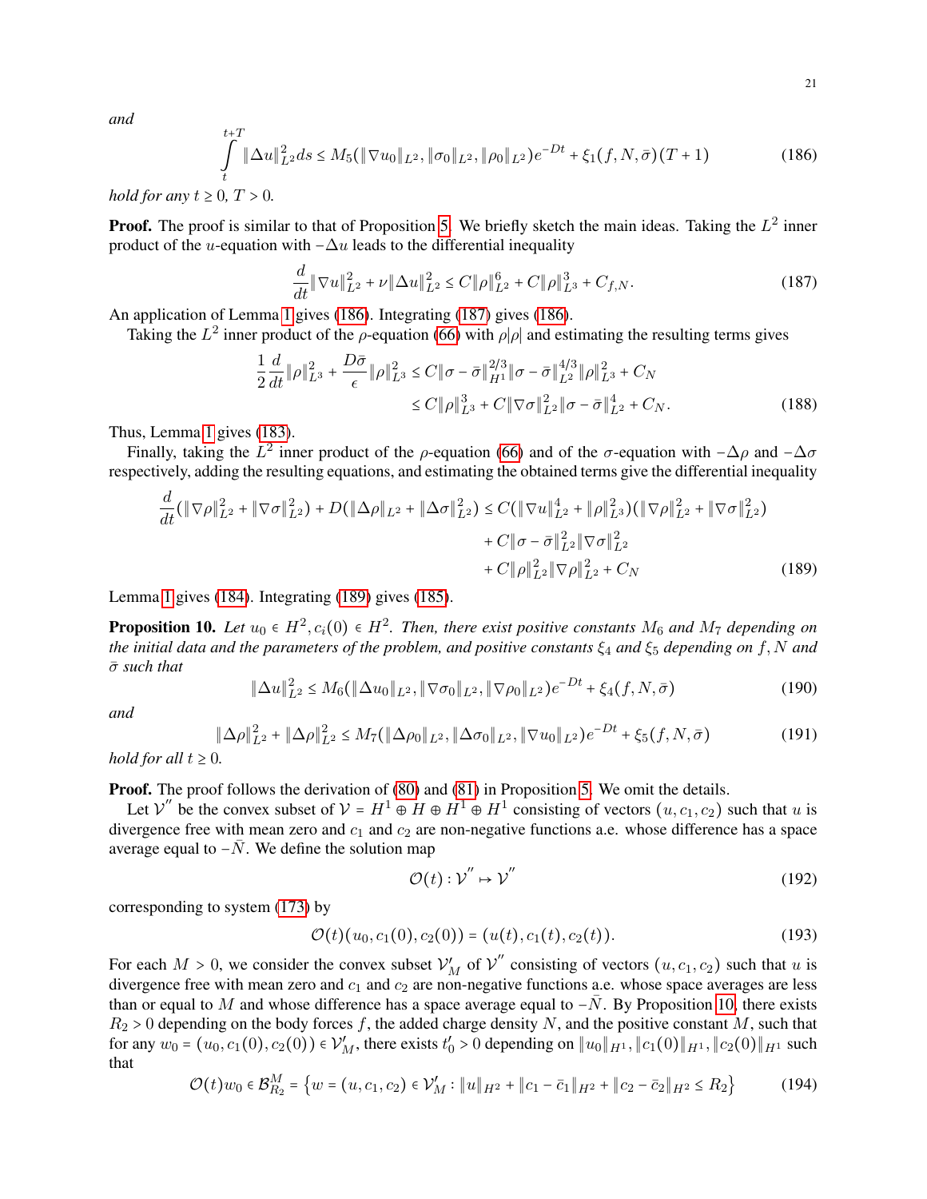*and*

$$\int_t^{t+T} \|\Delta u\|_{L^2}^2 ds \le M_5(\|\nabla u_0\|_{L^2}, \|\sigma_0\|_{L^2}, \|\rho_0\|_{L^2}) e^{-Dt} + \xi_1(f, N, \bar{\sigma})(T+1) \tag{186}$$

*hold for any $t \ge 0$, $T > 0$.*

**Proof.** The proof is similar to that of Proposition 5. We briefly sketch the main ideas. Taking the $L^2$ inner product of the $u$-equation with $-\Delta u$ leads to the differential inequality

$$\frac{d}{dt}\|\nabla u\|_{L^2}^2 + \nu\|\Delta u\|_{L^2}^2 \le C\|\rho\|_{L^2}^6 + C\|\rho\|_{L^3}^3 + C_{f,N}. \tag{187}$$

An application of Lemma 1 gives (186). Integrating (187) gives (186).

Taking the $L^2$ inner product of the $\rho$-equation (66) with $\rho|\rho|$ and estimating the resulting terms gives

$$\begin{aligned}\frac{1}{2}\frac{d}{dt}\|\rho\|_{L^3}^2 + \frac{D\bar{\sigma}}{\epsilon}\|\rho\|_{L^3}^2 &\le C\|\sigma - \bar{\sigma}\|_{H^1}^{2/3}\|\sigma - \bar{\sigma}\|_{L^2}^{4/3}\|\rho\|_{L^3}^2 + C_N \\ &\le C\|\rho\|_{L^3}^3 + C\|\nabla\sigma\|_{L^2}^2\|\sigma - \bar{\sigma}\|_{L^2}^4 + C_N.\end{aligned} \tag{188}$$

Thus, Lemma 1 gives (183).

Finally, taking the $L^2$ inner product of the $\rho$-equation (66) and of the $\sigma$-equation with $-\Delta\rho$ and $-\Delta\sigma$ respectively, adding the resulting equations, and estimating the obtained terms give the differential inequality

$$\begin{aligned}\frac{d}{dt}(\|\nabla\rho\|_{L^2}^2 + \|\nabla\sigma\|_{L^2}^2) + D(\|\Delta\rho\|_{L^2} + \|\Delta\sigma\|_{L^2}^2) &\le C(\|\nabla u\|_{L^2}^4 + \|\rho\|_{L^3}^2)(\|\nabla\rho\|_{L^2}^2 + \|\nabla\sigma\|_{L^2}^2) \\ &\quad + C\|\sigma - \bar{\sigma}\|_{L^2}^2\|\nabla\sigma\|_{L^2}^2 \\ &\quad + C\|\rho\|_{L^2}^2\|\nabla\rho\|_{L^2}^2 + C_N\end{aligned} \tag{189}$$

Lemma 1 gives (184). Integrating (189) gives (185).

**Proposition 10.** *Let $u_0 \in H^2, c_i(0) \in H^2$. Then, there exist positive constants $M_6$ and $M_7$ depending on the initial data and the parameters of the problem, and positive constants $\xi_4$ and $\xi_5$ depending on $f, N$ and $\bar{\sigma}$ such that*

$$\|\Delta u\|_{L^2}^2 \le M_6(\|\Delta u_0\|_{L^2}, \|\nabla\sigma_0\|_{L^2}, \|\nabla\rho_0\|_{L^2})e^{-Dt} + \xi_4(f, N, \bar{\sigma}) \tag{190}$$

*and*

$$\|\Delta\rho\|_{L^2}^2 + \|\Delta\rho\|_{L^2}^2 \le M_7(\|\Delta\rho_0\|_{L^2}, \|\Delta\sigma_0\|_{L^2}, \|\nabla u_0\|_{L^2})e^{-Dt} + \xi_5(f, N, \bar{\sigma}) \tag{191}$$

*hold for all $t \ge 0$.*

**Proof.** The proof follows the derivation of (80) and (81) in Proposition 5. We omit the details.

Let $\mathcal{V}''$ be the convex subset of $\mathcal{V} = H^1 \oplus H \oplus H^1 \oplus H^1$ consisting of vectors $(u, c_1, c_2)$ such that $u$ is divergence free with mean zero and $c_1$ and $c_2$ are non-negative functions a.e. whose difference has a space average equal to $-\bar{N}$. We define the solution map

$$\mathcal{O}(t) : \mathcal{V}'' \mapsto \mathcal{V}'' \tag{192}$$

corresponding to system (173) by

$$\mathcal{O}(t)(u_0, c_1(0), c_2(0)) = (u(t), c_1(t), c_2(t)). \tag{193}$$

For each $M > 0$, we consider the convex subset $\mathcal{V}'_M$ of $\mathcal{V}''$ consisting of vectors $(u, c_1, c_2)$ such that $u$ is divergence free with mean zero and $c_1$ and $c_2$ are non-negative functions a.e. whose space averages are less than or equal to $M$ and whose difference has a space average equal to $-\bar{N}$. By Proposition 10, there exists $R_2 > 0$ depending on the body forces $f$, the added charge density $N$, and the positive constant $M$, such that for any $w_0 = (u_0, c_1(0), c_2(0)) \in \mathcal{V}'_M$, there exists $t'_0 > 0$ depending on $\|u_0\|_{H^1}, \|c_1(0)\|_{H^1}, \|c_2(0)\|_{H^1}$ such that

$$\mathcal{O}(t)w_0 \in \mathcal{B}_{R_2}^M = \left\{w = (u, c_1, c_2) \in \mathcal{V}'_M : \|u\|_{H^2} + \|c_1 - \bar{c}_1\|_{H^2} + \|c_2 - \bar{c}_2\|_{H^2} \le R_2\right\} \tag{194}$$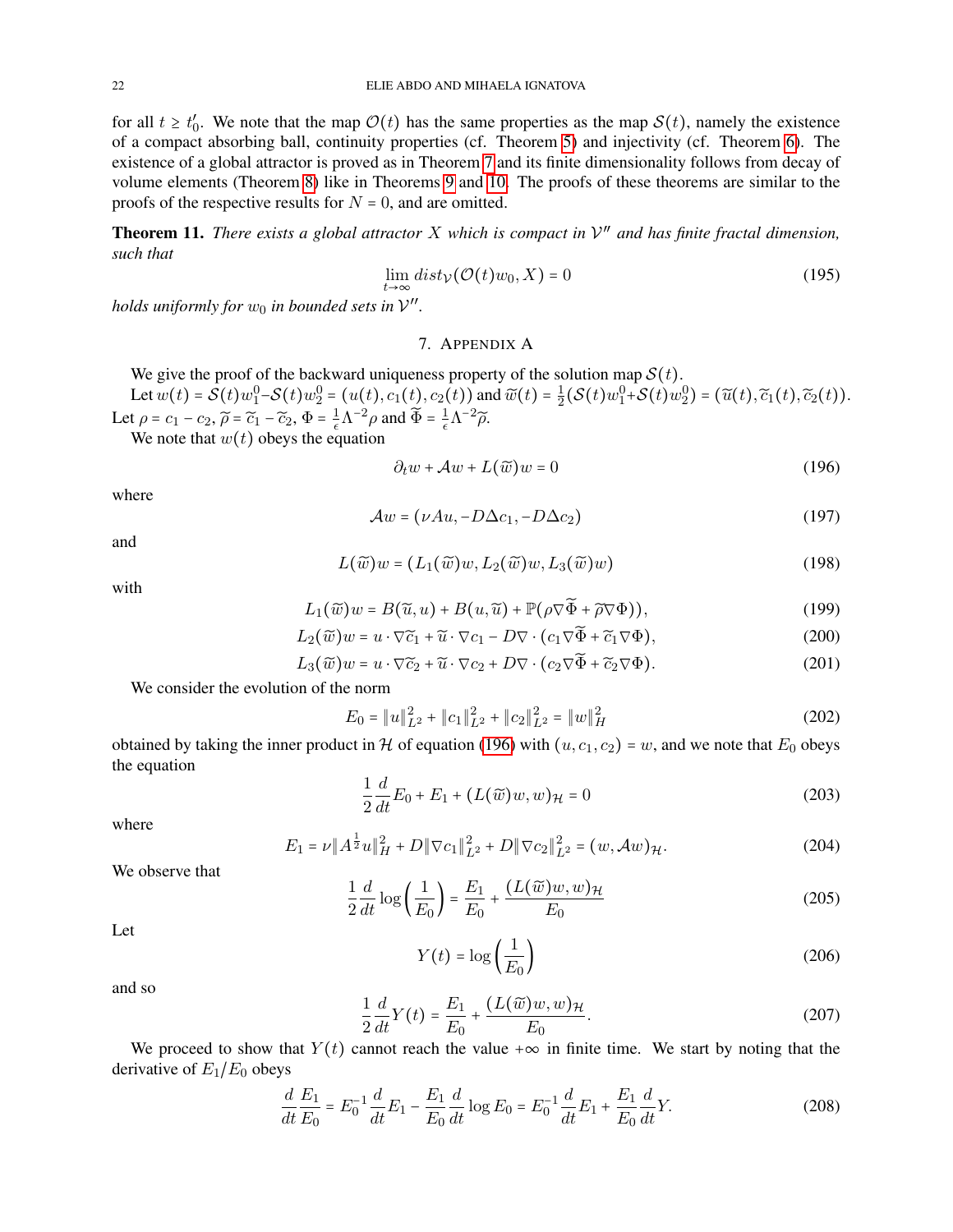for all $t \geq t_0'$. We note that the map $\mathcal{O}(t)$ has the same properties as the map $\mathcal{S}(t)$, namely the existence of a compact absorbing ball, continuity properties (cf. Theorem 5) and injectivity (cf. Theorem 6). The existence of a global attractor is proved as in Theorem 7 and its finite dimensionality follows from decay of volume elements (Theorem 8) like in Theorems 9 and 10. The proofs of these theorems are similar to the proofs of the respective results for $N = 0$, and are omitted.

**Theorem 11.** *There exists a global attractor $X$ which is compact in $\mathcal{V}''$ and has finite fractal dimension, such that*

$$\lim_{t\to\infty} dist_{\mathcal{V}}(\mathcal{O}(t)w_0, X) = 0 \tag{195}$$

*holds uniformly for $w_0$ in bounded sets in $\mathcal{V}''$.*

## 7. Appendix A

We give the proof of the backward uniqueness property of the solution map $\mathcal{S}(t)$.

Let $w(t) = \mathcal{S}(t)w_1^0 - \mathcal{S}(t)w_2^0 = (u(t), c_1(t), c_2(t))$ and $\widetilde{w}(t) = \frac{1}{2}(\mathcal{S}(t)w_1^0 + \mathcal{S}(t)w_2^0) = (\widetilde{u}(t), \widetilde{c}_1(t), \widetilde{c}_2(t))$. Let $\rho = c_1 - c_2$, $\widetilde{\rho} = \widetilde{c}_1 - \widetilde{c}_2$, $\Phi = \frac{1}{\epsilon}\Lambda^{-2}\rho$ and $\widetilde{\Phi} = \frac{1}{\epsilon}\Lambda^{-2}\widetilde{\rho}$.

We note that $w(t)$ obeys the equation

$$\partial_t w + \mathcal{A}w + L(\widetilde{w})w = 0 \tag{196}$$

where

$$\mathcal{A}w = (\nu A u, -D\Delta c_1, -D\Delta c_2) \tag{197}$$

and

$$L(\widetilde{w})w = (L_1(\widetilde{w})w, L_2(\widetilde{w})w, L_3(\widetilde{w})w) \tag{198}$$

with

$$L_1(\widetilde{w})w = B(\widetilde{u}, u) + B(u, \widetilde{u}) + \mathbb{P}(\rho\nabla\widetilde{\Phi} + \widetilde{\rho}\nabla\Phi)), \tag{199}$$

$$L_2(\widetilde{w})w = u\cdot\nabla\widetilde{c}_1 + \widetilde{u}\cdot\nabla c_1 - D\nabla\cdot(c_1\nabla\widetilde{\Phi} + \widetilde{c}_1\nabla\Phi), \tag{200}$$

$$L_3(\widetilde{w})w = u\cdot\nabla\widetilde{c}_2 + \widetilde{u}\cdot\nabla c_2 + D\nabla\cdot(c_2\nabla\widetilde{\Phi} + \widetilde{c}_2\nabla\Phi). \tag{201}$$

We consider the evolution of the norm

$$E_0 = \|u\|_{L^2}^2 + \|c_1\|_{L^2}^2 + \|c_2\|_{L^2}^2 = \|w\|_H^2 \tag{202}$$

obtained by taking the inner product in $\mathcal{H}$ of equation (196) with $(u, c_1, c_2) = w$, and we note that $E_0$ obeys the equation

$$\frac{1}{2}\frac{d}{dt}E_0 + E_1 + (L(\widetilde{w})w, w)_{\mathcal{H}} = 0 \tag{203}$$

where

$$E_1 = \nu\|A^{\frac{1}{2}}u\|_H^2 + D\|\nabla c_1\|_{L^2}^2 + D\|\nabla c_2\|_{L^2}^2 = (w, \mathcal{A}w)_{\mathcal{H}}. \tag{204}$$

We observe that

$$\frac{1}{2}\frac{d}{dt}\log\left(\frac{1}{E_0}\right) = \frac{E_1}{E_0} + \frac{(L(\widetilde{w})w, w)_{\mathcal{H}}}{E_0} \tag{205}$$

Let

$$Y(t) = \log\left(\frac{1}{E_0}\right) \tag{206}$$

and so

$$\frac{1}{2}\frac{d}{dt}Y(t) = \frac{E_1}{E_0} + \frac{(L(\widetilde{w})w, w)_{\mathcal{H}}}{E_0}. \tag{207}$$

We proceed to show that $Y(t)$ cannot reach the value $+\infty$ in finite time. We start by noting that the derivative of $E_1/E_0$ obeys

$$\frac{d}{dt}\frac{E_1}{E_0} = E_0^{-1}\frac{d}{dt}E_1 - \frac{E_1}{E_0}\frac{d}{dt}\log E_0 = E_0^{-1}\frac{d}{dt}E_1 + \frac{E_1}{E_0}\frac{d}{dt}Y. \tag{208}$$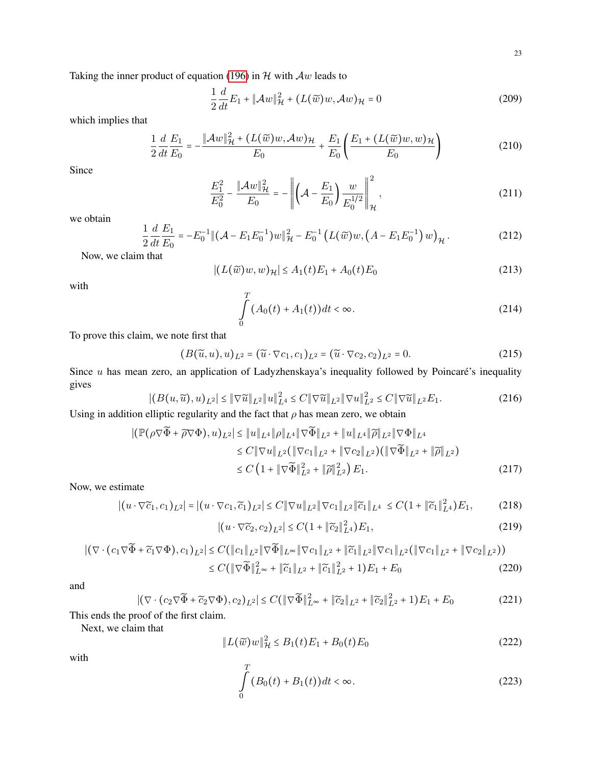Taking the inner product of equation (196) in $\mathcal{H}$ with $\mathcal{A}w$ leads to

$$\frac{1}{2}\frac{d}{dt}E_1 + \|\mathcal{A}w\|_{\mathcal{H}}^2 + (L(\widetilde{w})w, \mathcal{A}w)_{\mathcal{H}} = 0 \tag{209}$$

which implies that

$$\frac{1}{2}\frac{d}{dt}\frac{E_1}{E_0} = -\frac{\|\mathcal{A}w\|_{\mathcal{H}}^2 + (L(\widetilde{w})w, \mathcal{A}w)_{\mathcal{H}}}{E_0} + \frac{E_1}{E_0}\left(\frac{E_1 + (L(\widetilde{w})w, w)_{\mathcal{H}}}{E_0}\right) \tag{210}$$

Since

$$\frac{E_1^2}{E_0^2} - \frac{\|\mathcal{A}w\|_{\mathcal{H}}^2}{E_0} = -\left\|\left(\mathcal{A} - \frac{E_1}{E_0}\right)\frac{w}{E_0^{1/2}}\right\|_{\mathcal{H}}^2, \tag{211}$$

we obtain

$$\frac{1}{2}\frac{d}{dt}\frac{E_1}{E_0} = -E_0^{-1}\|(\mathcal{A} - E_1E_0^{-1})w\|_{\mathcal{H}}^2 - E_0^{-1}\left(L(\widetilde{w})w, \left(A - E_1E_0^{-1}\right)w\right)_{\mathcal{H}}. \tag{212}$$

Now, we claim that

$$|(L(\widetilde{w})w, w)_{\mathcal{H}}| \le A_1(t)E_1 + A_0(t)E_0 \tag{213}$$

with

$$\int_0^T (A_0(t) + A_1(t))dt < \infty. \tag{214}$$

To prove this claim, we note first that

$$(B(\widetilde{u}, u), u)_{L^2} = (\widetilde{u}\cdot\nabla c_1, c_1)_{L^2} = (\widetilde{u}\cdot\nabla c_2, c_2)_{L^2} = 0. \tag{215}$$

Since $u$ has mean zero, an application of Ladyzhenskaya's inequality followed by Poincaré's inequality gives

$$|(B(u,\widetilde{u}), u)_{L^2}| \le \|\nabla\widetilde{u}\|_{L^2}\|u\|_{L^4}^2 \le C\|\nabla\widetilde{u}\|_{L^2}\|\nabla u\|_{L^2}^2 \le C\|\nabla\widetilde{u}\|_{L^2}E_1. \tag{216}$$

Using in addition elliptic regularity and the fact that $\rho$ has mean zero, we obtain

$$\begin{aligned}
|(\mathbb{P}(\rho\nabla\widetilde{\Phi} + \widetilde{\rho}\nabla\Phi), u)_{L^2}| &\le \|u\|_{L^4}\|\rho\|_{L^4}\|\nabla\widetilde{\Phi}\|_{L^2} + \|u\|_{L^4}\|\widetilde{\rho}\|_{L^2}\|\nabla\Phi\|_{L^4} \\
&\le C\|\nabla u\|_{L^2}(\|\nabla c_1\|_{L^2} + \|\nabla c_2\|_{L^2})(\|\nabla\widetilde{\Phi}\|_{L^2} + \|\widetilde{\rho}\|_{L^2}) \\
&\le C\left(1 + \|\nabla\widetilde{\Phi}\|_{L^2}^2 + \|\widetilde{\rho}\|_{L^2}^2\right)E_1.
\end{aligned} \tag{217}$$

Now, we estimate

$$|(u\cdot\nabla\widetilde{c}_1, c_1)_{L^2}| = |(u\cdot\nabla c_1, \widetilde{c}_1)_{L^2}| \le C\|\nabla u\|_{L^2}\|\nabla c_1\|_{L^2}\|\widetilde{c}_1\|_{L^4} \le C(1 + \|\widetilde{c}_1\|_{L^4}^2)E_1, \tag{218}$$

$$|(u\cdot\nabla\widetilde{c}_2, c_2)_{L^2}| \le C(1 + \|\widetilde{c}_2\|_{L^4}^2)E_1, \tag{219}$$

$$\begin{aligned}
|(\nabla\cdot(c_1\nabla\widetilde{\Phi} + \widetilde{c}_1\nabla\Phi), c_1)_{L^2}| &\le C(\|c_1\|_{L^2}\|\nabla\widetilde{\Phi}\|_{L^\infty}\|\nabla c_1\|_{L^2} + \|\widetilde{c}_1\|_{L^2}\|\nabla c_1\|_{L^2}(\|\nabla c_1\|_{L^2} + \|\nabla c_2\|_{L^2})) \\
&\le C(\|\nabla\widetilde{\Phi}\|_{L^\infty}^2 + \|\widetilde{c}_1\|_{L^2} + \|\widetilde{c}_1\|_{L^2}^2 + 1)E_1 + E_0
\end{aligned} \tag{220}$$

and

$$|(\nabla\cdot(c_2\nabla\widetilde{\Phi} + \widetilde{c}_2\nabla\Phi), c_2)_{L^2}| \le C(\|\nabla\widetilde{\Phi}\|_{L^\infty}^2 + \|\widetilde{c}_2\|_{L^2} + \|\widetilde{c}_2\|_{L^2}^2 + 1)E_1 + E_0 \tag{221}$$

This ends the proof of the first claim.

Next, we claim that

$$\|L(\widetilde{w})w\|_{\mathcal{H}}^2 \le B_1(t)E_1 + B_0(t)E_0 \tag{222}$$

with

$$\int_0^T (B_0(t) + B_1(t))dt < \infty. \tag{223}$$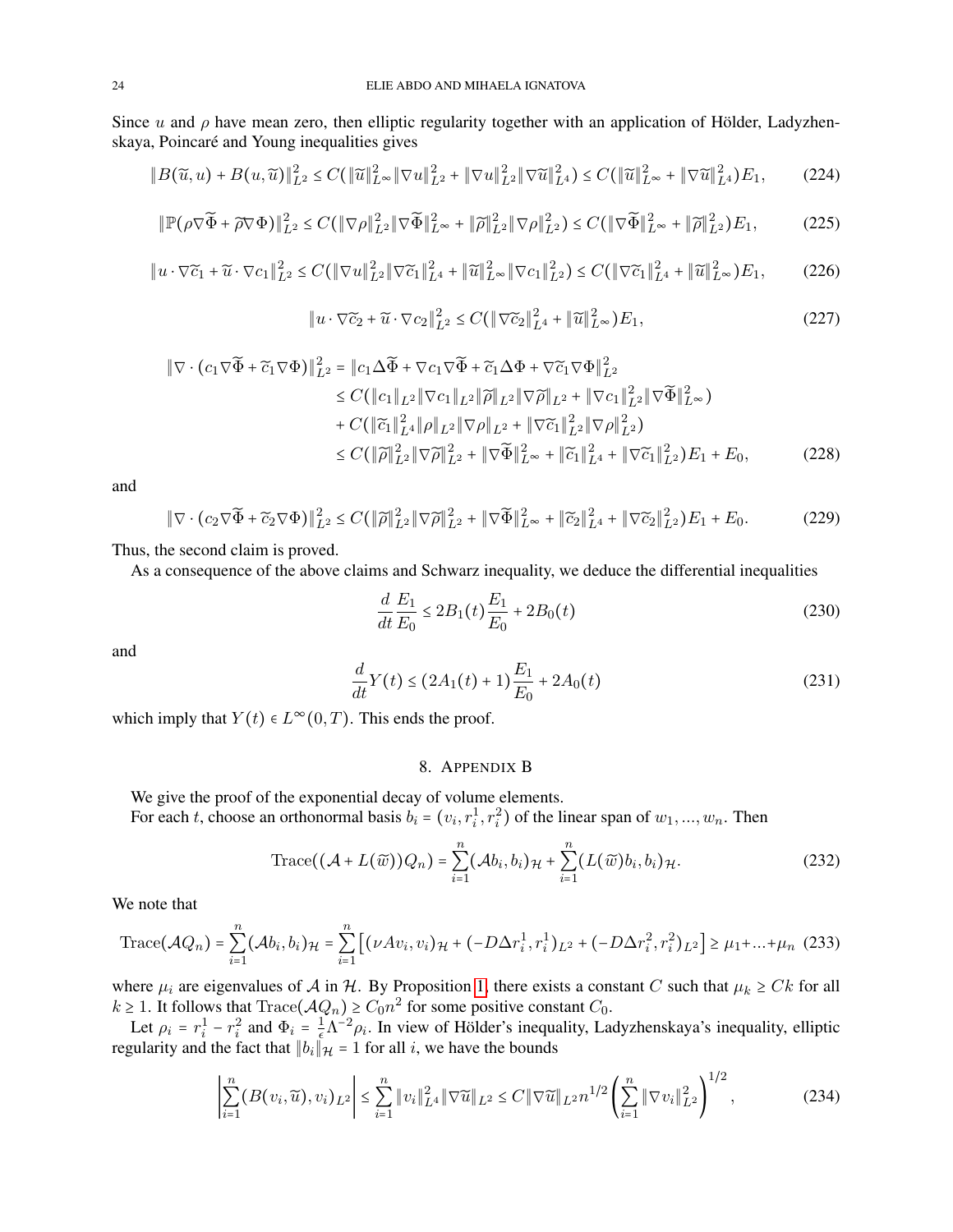Since $u$ and $\rho$ have mean zero, then elliptic regularity together with an application of Hölder, Ladyzhenskaya, Poincaré and Young inequalities gives

$$\|B(\widetilde{u},u)+B(u,\widetilde{u})\|_{L^2}^2 \le C(\|\widetilde{u}\|_{L^\infty}^2\|\nabla u\|_{L^2}^2+\|\nabla u\|_{L^2}^2\|\nabla \widetilde{u}\|_{L^4}^2) \le C(\|\widetilde{u}\|_{L^\infty}^2+\|\nabla\widetilde{u}\|_{L^4}^2)E_1, \tag{224}$$

$$\|\mathbb{P}(\rho\nabla\widetilde{\Phi}+\widetilde{\rho}\nabla\Phi)\|_{L^2}^2 \le C(\|\nabla\rho\|_{L^2}^2\|\nabla\widetilde{\Phi}\|_{L^\infty}^2+\|\widetilde{\rho}\|_{L^2}^2\|\nabla\rho\|_{L^2}^2) \le C(\|\nabla\widetilde{\Phi}\|_{L^\infty}^2+\|\widetilde{\rho}\|_{L^2}^2)E_1, \tag{225}$$

$$\|u\cdot\nabla\widetilde{c}_1+\widetilde{u}\cdot\nabla c_1\|_{L^2}^2 \le C(\|\nabla u\|_{L^2}^2\|\nabla\widetilde{c}_1\|_{L^4}^2+\|\widetilde{u}\|_{L^\infty}^2\|\nabla c_1\|_{L^2}^2) \le C(\|\nabla\widetilde{c}_1\|_{L^4}^2+\|\widetilde{u}\|_{L^\infty}^2)E_1, \tag{226}$$

$$\|u\cdot\nabla\widetilde{c}_2+\widetilde{u}\cdot\nabla c_2\|_{L^2}^2 \le C(\|\nabla\widetilde{c}_2\|_{L^4}^2+\|\widetilde{u}\|_{L^\infty}^2)E_1, \tag{227}$$

$$\begin{aligned}
\|\nabla\cdot(c_1\nabla\widetilde{\Phi}+\widetilde{c}_1\nabla\Phi)\|_{L^2}^2 &= \|c_1\Delta\widetilde{\Phi}+\nabla c_1\nabla\widetilde{\Phi}+\widetilde{c}_1\Delta\Phi+\nabla\widetilde{c}_1\nabla\Phi\|_{L^2}^2\\
&\le C(\|c_1\|_{L^2}\|\nabla c_1\|_{L^2}\|\widetilde{\rho}\|_{L^2}\|\nabla\widetilde{\rho}\|_{L^2}+\|\nabla c_1\|_{L^2}^2\|\nabla\widetilde{\Phi}\|_{L^\infty}^2)\\
&\quad + C(\|\widetilde{c}_1\|_{L^4}^2\|\rho\|_{L^2}\|\nabla\rho\|_{L^2}+\|\nabla\widetilde{c}_1\|_{L^2}^2\|\nabla\rho\|_{L^2}^2)\\
&\le C(\|\widetilde{\rho}\|_{L^2}^2\|\nabla\widetilde{\rho}\|_{L^2}^2+\|\nabla\widetilde{\Phi}\|_{L^\infty}^2+\|\widetilde{c}_1\|_{L^4}^2+\|\nabla\widetilde{c}_1\|_{L^2}^2)E_1+E_0,
\end{aligned}\tag{228}$$

and

$$\|\nabla\cdot(c_2\nabla\widetilde{\Phi}+\widetilde{c}_2\nabla\Phi)\|_{L^2}^2 \le C(\|\widetilde{\rho}\|_{L^2}^2\|\nabla\widetilde{\rho}\|_{L^2}^2+\|\nabla\widetilde{\Phi}\|_{L^\infty}^2+\|\widetilde{c}_2\|_{L^4}^2+\|\nabla\widetilde{c}_2\|_{L^2}^2)E_1+E_0. \tag{229}$$

Thus, the second claim is proved.

As a consequence of the above claims and Schwarz inequality, we deduce the differential inequalities

$$\frac{d}{dt}\frac{E_1}{E_0} \le 2B_1(t)\frac{E_1}{E_0}+2B_0(t) \tag{230}$$

and

$$\frac{d}{dt}Y(t) \le (2A_1(t)+1)\frac{E_1}{E_0}+2A_0(t) \tag{231}$$

which imply that $Y(t)\in L^\infty(0,T)$. This ends the proof.

## 8. Appendix B

We give the proof of the exponential decay of volume elements.

For each $t$, choose an orthonormal basis $b_i=(v_i,r_i^1,r_i^2)$ of the linear span of $w_1,...,w_n$. Then

$$\mathrm{Trace}((\mathcal{A}+L(\widetilde{w}))Q_n)=\sum_{i=1}^n(\mathcal{A}b_i,b_i)_{\mathcal{H}}+\sum_{i=1}^n(L(\widetilde{w})b_i,b_i)_{\mathcal{H}}. \tag{232}$$

We note that

$$\mathrm{Trace}(\mathcal{A}Q_n)=\sum_{i=1}^n(\mathcal{A}b_i,b_i)_{\mathcal{H}}=\sum_{i=1}^n\left[(\nu Av_i,v_i)_{\mathcal{H}}+(-D\Delta r_i^1,r_i^1)_{L^2}+(-D\Delta r_i^2,r_i^2)_{L^2}\right]\ge\mu_1+...+\mu_n \tag{233}$$

where $\mu_i$ are eigenvalues of $\mathcal{A}$ in $\mathcal{H}$. By Proposition 1, there exists a constant $C$ such that $\mu_k\ge Ck$ for all $k\ge1$. It follows that $\mathrm{Trace}(\mathcal{A}Q_n)\ge C_0n^2$ for some positive constant $C_0$.

Let $\rho_i=r_i^1-r_i^2$ and $\Phi_i=\frac{1}{\epsilon}\Lambda^{-2}\rho_i$. In view of Hölder's inequality, Ladyzhenskaya's inequality, elliptic regularity and the fact that $\|b_i\|_{\mathcal{H}}=1$ for all $i$, we have the bounds

$$\left|\sum_{i=1}^n(B(v_i,\widetilde{u}),v_i)_{L^2}\right|\le\sum_{i=1}^n\|v_i\|_{L^4}^2\|\nabla\widetilde{u}\|_{L^2}\le C\|\nabla\widetilde{u}\|_{L^2}n^{1/2}\left(\sum_{i=1}^n\|\nabla v_i\|_{L^2}^2\right)^{1/2}, \tag{234}$$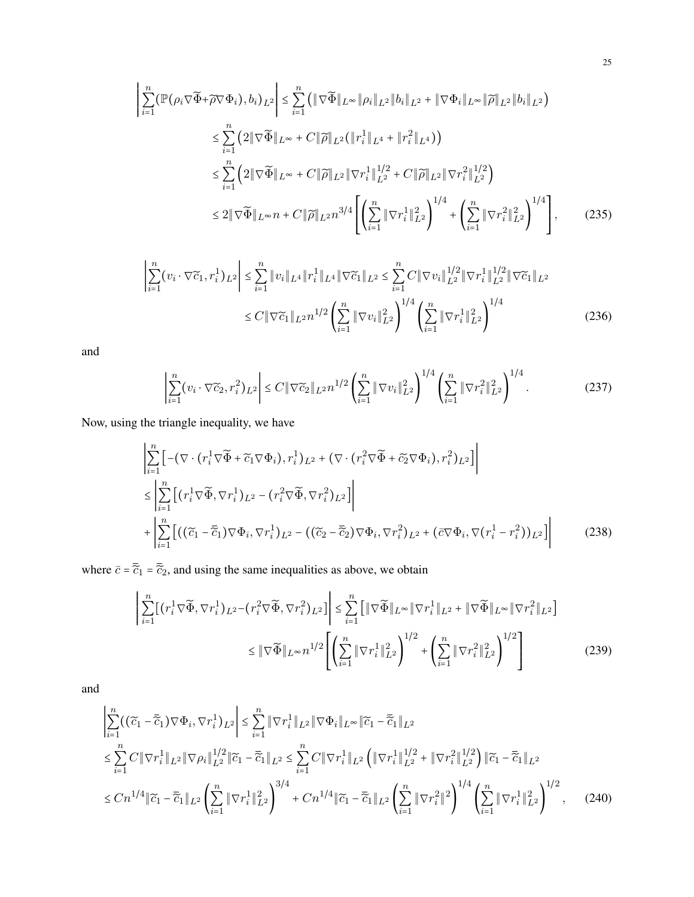$$
\begin{aligned}
\left|\sum_{i=1}^{n}(\mathbb{P}(\rho_i\nabla\widetilde{\Phi}+\widetilde{\rho}\nabla\Phi_i),b_i)_{L^2}\right| &\le \sum_{i=1}^{n}\left(\|\nabla\widetilde{\Phi}\|_{L^\infty}\|\rho_i\|_{L^2}\|b_i\|_{L^2}+\|\nabla\Phi_i\|_{L^\infty}\|\widetilde{\rho}\|_{L^2}\|b_i\|_{L^2}\right)\\
&\le \sum_{i=1}^{n}\left(2\|\nabla\widetilde{\Phi}\|_{L^\infty}+C\|\widetilde{\rho}\|_{L^2}(\|r_i^1\|_{L^4}+\|r_i^2\|_{L^4})\right)\\
&\le \sum_{i=1}^{n}\left(2\|\nabla\widetilde{\Phi}\|_{L^\infty}+C\|\widetilde{\rho}\|_{L^2}\|\nabla r_i^1\|_{L^2}^{1/2}+C\|\widetilde{\rho}\|_{L^2}\|\nabla r_i^2\|_{L^2}^{1/2}\right)\\
&\le 2\|\nabla\widetilde{\Phi}\|_{L^\infty}n+C\|\widetilde{\rho}\|_{L^2}n^{3/4}\left[\left(\sum_{i=1}^{n}\|\nabla r_i^1\|_{L^2}^2\right)^{1/4}+\left(\sum_{i=1}^{n}\|\nabla r_i^2\|_{L^2}^2\right)^{1/4}\right],
\end{aligned}
\tag{235}
$$

$$
\begin{aligned}
\left|\sum_{i=1}^{n}(v_i\cdot\nabla\widetilde{c}_1,r_i^1)_{L^2}\right| &\le \sum_{i=1}^{n}\|v_i\|_{L^4}\|r_i^1\|_{L^4}\|\nabla\widetilde{c}_1\|_{L^2}\le \sum_{i=1}^{n}C\|\nabla v_i\|_{L^2}^{1/2}\|\nabla r_i^1\|_{L^2}^{1/2}\|\nabla\widetilde{c}_1\|_{L^2}\\
&\le C\|\nabla\widetilde{c}_1\|_{L^2}n^{1/2}\left(\sum_{i=1}^{n}\|\nabla v_i\|_{L^2}^2\right)^{1/4}\left(\sum_{i=1}^{n}\|\nabla r_i^1\|_{L^2}^2\right)^{1/4}
\end{aligned}
\tag{236}
$$

and

$$
\left|\sum_{i=1}^{n}(v_i\cdot\nabla\widetilde{c}_2,r_i^2)_{L^2}\right|\le C\|\nabla\widetilde{c}_2\|_{L^2}n^{1/2}\left(\sum_{i=1}^{n}\|\nabla v_i\|_{L^2}^2\right)^{1/4}\left(\sum_{i=1}^{n}\|\nabla r_i^2\|_{L^2}^2\right)^{1/4}.
\tag{237}
$$

Now, using the triangle inequality, we have

$$
\begin{aligned}
&\left|\sum_{i=1}^{n}\left[-(\nabla\cdot(r_i^1\nabla\widetilde{\Phi}+\widetilde{c}_1\nabla\Phi_i),r_i^1)_{L^2}+(\nabla\cdot(r_i^2\nabla\widetilde{\Phi}+\widetilde{c}_2\nabla\Phi_i),r_i^2)_{L^2}\right]\right|\\
&\le\left|\sum_{i=1}^{n}\left[(r_i^1\nabla\widetilde{\Phi},\nabla r_i^1)_{L^2}-(r_i^2\nabla\widetilde{\Phi},\nabla r_i^2)_{L^2}\right]\right|\\
&+\left|\sum_{i=1}^{n}\left[((\widetilde{c}_1-\overline{\widetilde{c}}_1)\nabla\Phi_i,\nabla r_i^1)_{L^2}-((\widetilde{c}_2-\overline{\widetilde{c}}_2)\nabla\Phi_i,\nabla r_i^2)_{L^2}+(\bar{c}\nabla\Phi_i,\nabla(r_i^1-r_i^2))_{L^2}\right]\right|
\end{aligned}
\tag{238}
$$

where $\bar{c}=\overline{\widetilde{c}}_1=\overline{\widetilde{c}}_2$, and using the same inequalities as above, we obtain

$$
\begin{aligned}
\left|\sum_{i=1}^{n}\left[(r_i^1\nabla\widetilde{\Phi},\nabla r_i^1)_{L^2}-(r_i^2\nabla\widetilde{\Phi},\nabla r_i^2)_{L^2}\right]\right| &\le \sum_{i=1}^{n}\left[\|\nabla\widetilde{\Phi}\|_{L^\infty}\|\nabla r_i^1\|_{L^2}+\|\nabla\widetilde{\Phi}\|_{L^\infty}\|\nabla r_i^2\|_{L^2}\right]\\
&\le\|\nabla\widetilde{\Phi}\|_{L^\infty}n^{1/2}\left[\left(\sum_{i=1}^{n}\|\nabla r_i^1\|_{L^2}^2\right)^{1/2}+\left(\sum_{i=1}^{n}\|\nabla r_i^2\|_{L^2}^2\right)^{1/2}\right]
\end{aligned}
\tag{239}
$$

and

$$
\begin{aligned}
&\left|\sum_{i=1}^{n}((\widetilde{c}_1-\overline{\widetilde{c}}_1)\nabla\Phi_i,\nabla r_i^1)_{L^2}\right|\le\sum_{i=1}^{n}\|\nabla r_i^1\|_{L^2}\|\nabla\Phi_i\|_{L^\infty}\|\widetilde{c}_1-\overline{\widetilde{c}}_1\|_{L^2}\\
&\le\sum_{i=1}^{n}C\|\nabla r_i^1\|_{L^2}\|\nabla\rho_i\|_{L^2}^{1/2}\|\widetilde{c}_1-\overline{\widetilde{c}}_1\|_{L^2}\le\sum_{i=1}^{n}C\|\nabla r_i^1\|_{L^2}\left(\|\nabla r_i^1\|_{L^2}^{1/2}+\|\nabla r_i^2\|_{L^2}^{1/2}\right)\|\widetilde{c}_1-\overline{\widetilde{c}}_1\|_{L^2}\\
&\le Cn^{1/4}\|\widetilde{c}_1-\overline{\widetilde{c}}_1\|_{L^2}\left(\sum_{i=1}^{n}\|\nabla r_i^1\|_{L^2}^2\right)^{3/4}+Cn^{1/4}\|\widetilde{c}_1-\overline{\widetilde{c}}_1\|_{L^2}\left(\sum_{i=1}^{n}\|\nabla r_i^2\|^2\right)^{1/4}\left(\sum_{i=1}^{n}\|\nabla r_i^1\|_{L^2}^2\right)^{1/2},
\end{aligned}
\tag{240}
$$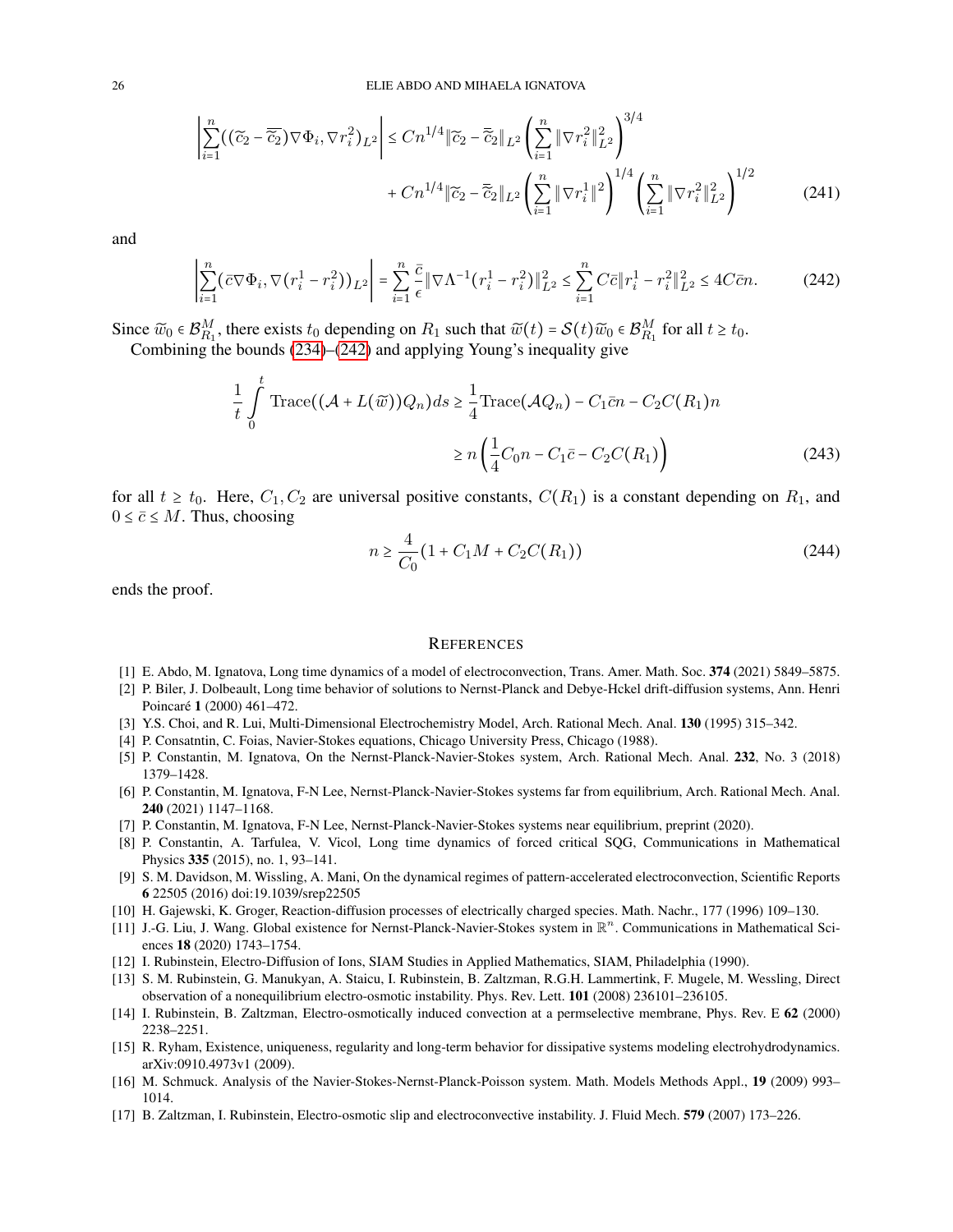$$
\left|\sum_{i=1}^n ((\widetilde{c}_2 - \overline{\widetilde{c}_2})\nabla\Phi_i, \nabla r_i^2)_{L^2}\right| \le Cn^{1/4}\|\widetilde{c}_2 - \overline{\widetilde{c}}_2\|_{L^2}\left(\sum_{i=1}^n \|\nabla r_i^2\|_{L^2}^2\right)^{3/4}
$$
$$
+ Cn^{1/4}\|\widetilde{c}_2 - \overline{\widetilde{c}}_2\|_{L^2}\left(\sum_{i=1}^n \|\nabla r_i^1\|^2\right)^{1/4}\left(\sum_{i=1}^n \|\nabla r_i^2\|_{L^2}^2\right)^{1/2} \tag{241}
$$

and

$$
\left|\sum_{i=1}^n (\bar{c}\nabla\Phi_i, \nabla(r_i^1 - r_i^2))_{L^2}\right| = \sum_{i=1}^n \frac{\bar{c}}{\epsilon}\|\nabla\Lambda^{-1}(r_i^1 - r_i^2)\|_{L^2}^2 \le \sum_{i=1}^n C\bar{c}\|r_i^1 - r_i^2\|_{L^2}^2 \le 4C\bar{c}n. \tag{242}
$$

Since $\widetilde{w}_0 \in \mathcal{B}_{R_1}^M$, there exists $t_0$ depending on $R_1$ such that $\widetilde{w}(t) = \mathcal{S}(t)\widetilde{w}_0 \in \mathcal{B}_{R_1}^M$ for all $t \ge t_0$.

Combining the bounds (234)–(242) and applying Young's inequality give

$$
\frac{1}{t}\int_0^t \mathrm{Trace}((\mathcal{A} + L(\widetilde{w}))Q_n)ds \ge \frac{1}{4}\mathrm{Trace}(\mathcal{A}Q_n) - C_1\bar{c}n - C_2C(R_1)n
$$
$$
\ge n\left(\frac{1}{4}C_0 n - C_1\bar{c} - C_2C(R_1)\right) \tag{243}
$$

for all $t \ge t_0$. Here, $C_1, C_2$ are universal positive constants, $C(R_1)$ is a constant depending on $R_1$, and $0 \le \bar{c} \le M$. Thus, choosing

$$
n \ge \frac{4}{C_0}(1 + C_1 M + C_2 C(R_1)) \tag{244}
$$

ends the proof.

## References

[1] E. Abdo, M. Ignatova, Long time dynamics of a model of electroconvection, Trans. Amer. Math. Soc. **374** (2021) 5849–5875.

[2] P. Biler, J. Dolbeault, Long time behavior of solutions to Nernst-Planck and Debye-Hckel drift-diffusion systems, Ann. Henri Poincaré **1** (2000) 461–472.

[3] Y.S. Choi, and R. Lui, Multi-Dimensional Electrochemistry Model, Arch. Rational Mech. Anal. **130** (1995) 315–342.

[4] P. Consatntin, C. Foias, Navier-Stokes equations, Chicago University Press, Chicago (1988).

[5] P. Constantin, M. Ignatova, On the Nernst-Planck-Navier-Stokes system, Arch. Rational Mech. Anal. **232**, No. 3 (2018) 1379–1428.

[6] P. Constantin, M. Ignatova, F-N Lee, Nernst-Planck-Navier-Stokes systems far from equilibrium, Arch. Rational Mech. Anal. **240** (2021) 1147–1168.

[7] P. Constantin, M. Ignatova, F-N Lee, Nernst-Planck-Navier-Stokes systems near equilibrium, preprint (2020).

[8] P. Constantin, A. Tarfulea, V. Vicol, Long time dynamics of forced critical SQG, Communications in Mathematical Physics **335** (2015), no. 1, 93–141.

[9] S. M. Davidson, M. Wissling, A. Mani, On the dynamical regimes of pattern-accelerated electroconvection, Scientific Reports **6** 22505 (2016) doi:19.1039/srep22505

[10] H. Gajewski, K. Groger, Reaction-diffusion processes of electrically charged species. Math. Nachr., 177 (1996) 109–130.

[11] J.-G. Liu, J. Wang. Global existence for Nernst-Planck-Navier-Stokes system in $\mathbb{R}^n$. Communications in Mathematical Sciences **18** (2020) 1743–1754.

[12] I. Rubinstein, Electro-Diffusion of Ions, SIAM Studies in Applied Mathematics, SIAM, Philadelphia (1990).

[13] S. M. Rubinstein, G. Manukyan, A. Staicu, I. Rubinstein, B. Zaltzman, R.G.H. Lammertink, F. Mugele, M. Wessling, Direct observation of a nonequilibrium electro-osmotic instability. Phys. Rev. Lett. **101** (2008) 236101–236105.

[14] I. Rubinstein, B. Zaltzman, Electro-osmotically induced convection at a permselective membrane, Phys. Rev. E **62** (2000) 2238–2251.

[15] R. Ryham, Existence, uniqueness, regularity and long-term behavior for dissipative systems modeling electrohydrodynamics. arXiv:0910.4973v1 (2009).

[16] M. Schmuck. Analysis of the Navier-Stokes-Nernst-Planck-Poisson system. Math. Models Methods Appl., **19** (2009) 993–1014.

[17] B. Zaltzman, I. Rubinstein, Electro-osmotic slip and electroconvective instability. J. Fluid Mech. **579** (2007) 173–226.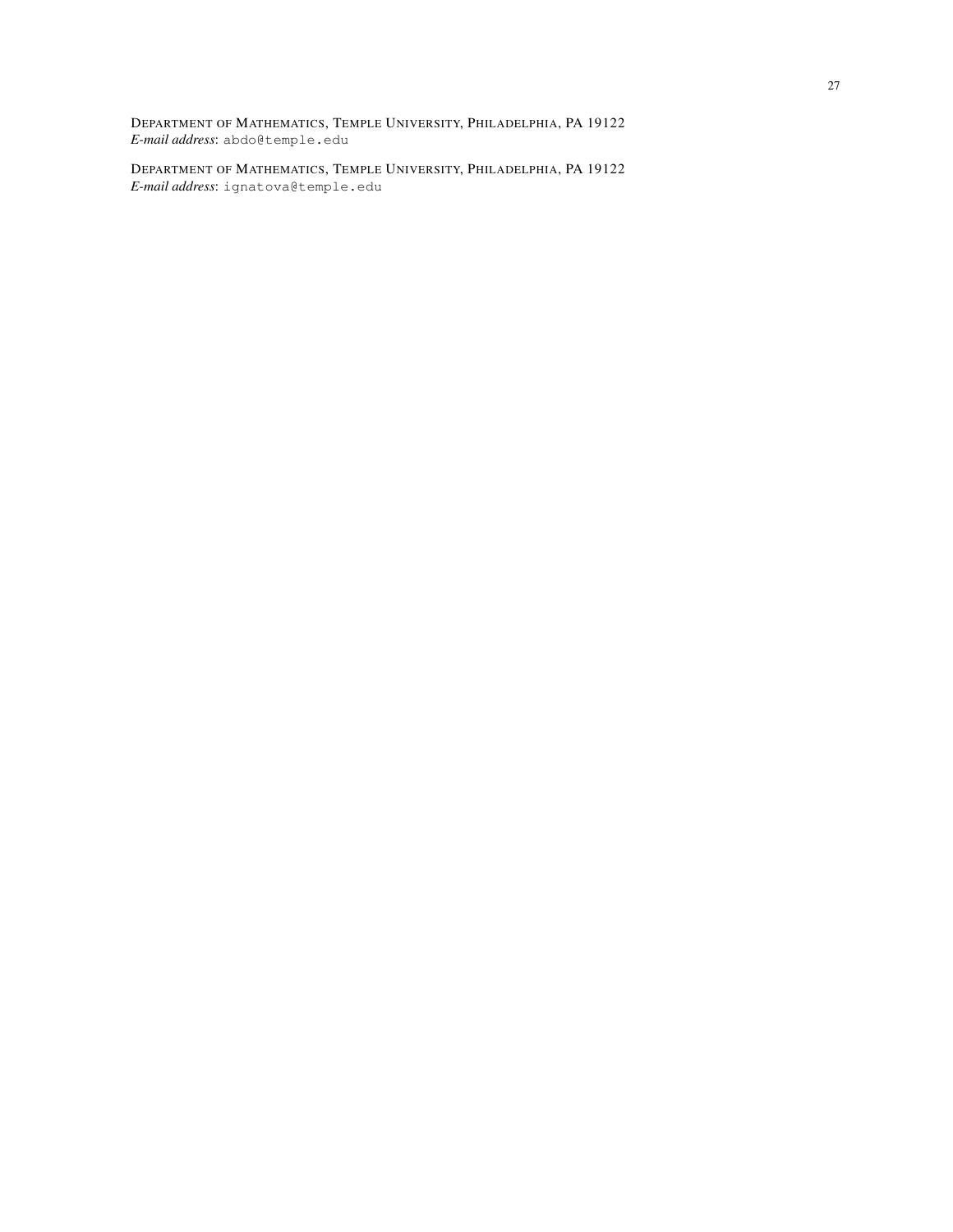DEPARTMENT OF MATHEMATICS, TEMPLE UNIVERSITY, PHILADELPHIA, PA 19122
*E-mail address*: abdo@temple.edu

DEPARTMENT OF MATHEMATICS, TEMPLE UNIVERSITY, PHILADELPHIA, PA 19122
*E-mail address*: ignatova@temple.edu